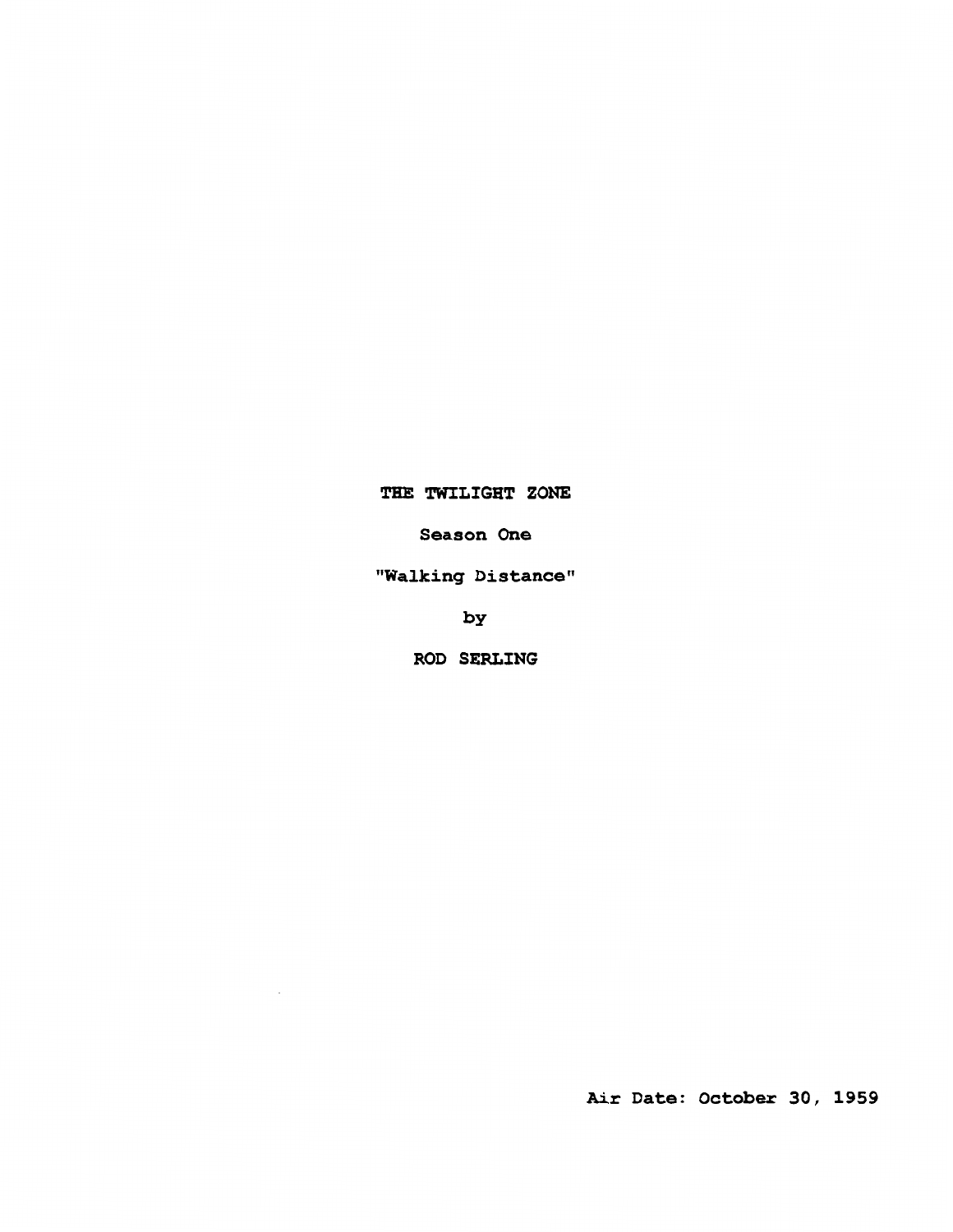**THE TWILIGHT ZONE**

**Season One**

**"Walking Distance"**

**by**

**ROD SERLING**

**Air Date: October 30, 1959**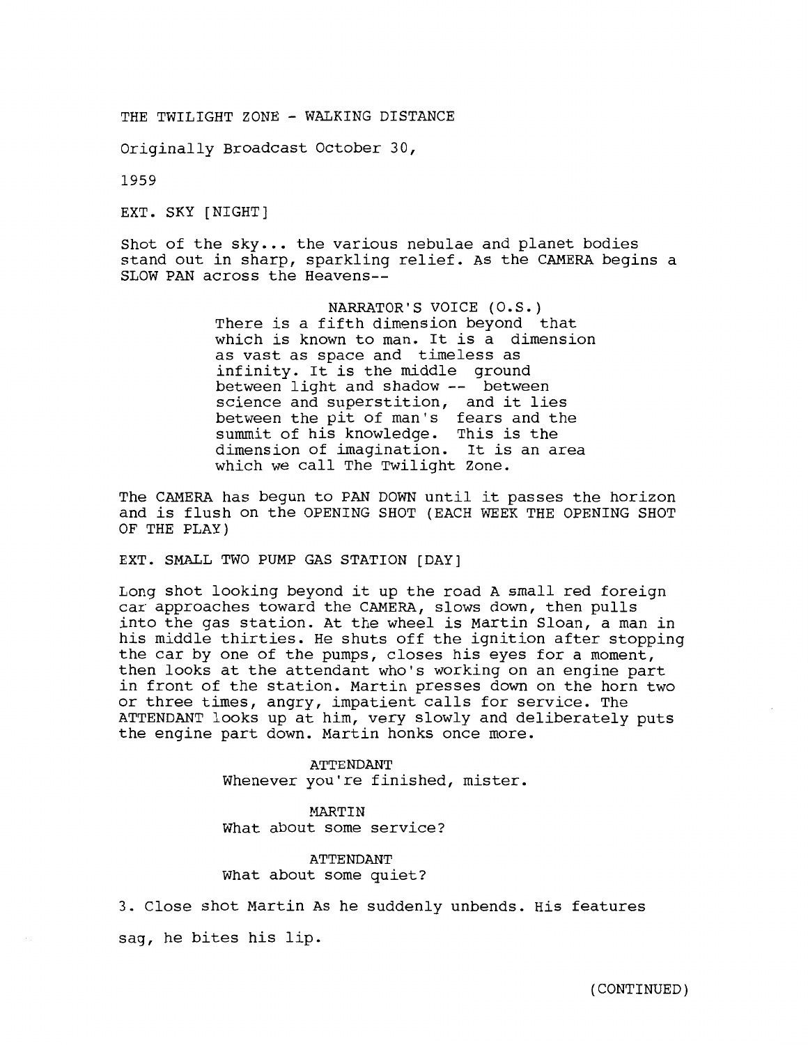THE TWILIGHT ZONE - WALKING DISTANCE

Originally Broadcast October 30,

1959

EXT. SKY [NIGHT]

Shot of the sky... the various nebulae and planet bodies stand out in sharp, sparkling relief. As the CAMERA begins a SLOW PAN across the Heavens--

NARRATOR'S VOICE (O.S.)
There is a fifth dimension beyond that which is known to man. It is a dimension as vast as space and timeless as infinity. It is the middle ground between light and shadow -- between science and superstition, and it lies between the pit of man's fears and the summit of his knowledge. This is the dimension of imagination. It is an area which we call The Twilight Zone.

The CAMERA has begun to PAN DOWN until it passes the horizon and is flush on the OPENING SHOT (EACH WEEK THE OPENING SHOT OF THE PLAY)

EXT. SMALL TWO PUMP GAS STATION [DAY]

Long shot looking beyond it up the road A small red foreign car approaches toward the CAMERA, slows down, then pulls into the gas station. At the wheel is Martin Sloan, a man in his middle thirties. He shuts off the ignition after stopping the car by one of the pumps, closes his eyes for a moment, then looks at the attendant who's working on an engine part in front of the station. Martin presses down on the horn two or three times, angry, impatient calls for service. The ATTENDANT looks up at him, very slowly and deliberately puts the engine part down. Martin honks once more.

ATTENDANT
Whenever you're finished, mister.

MARTIN
What about some service?

ATTENDANT
What about some quiet?

3. Close shot Martin As he suddenly unbends. His features

sag, he bites his lip.

(CONTINUED)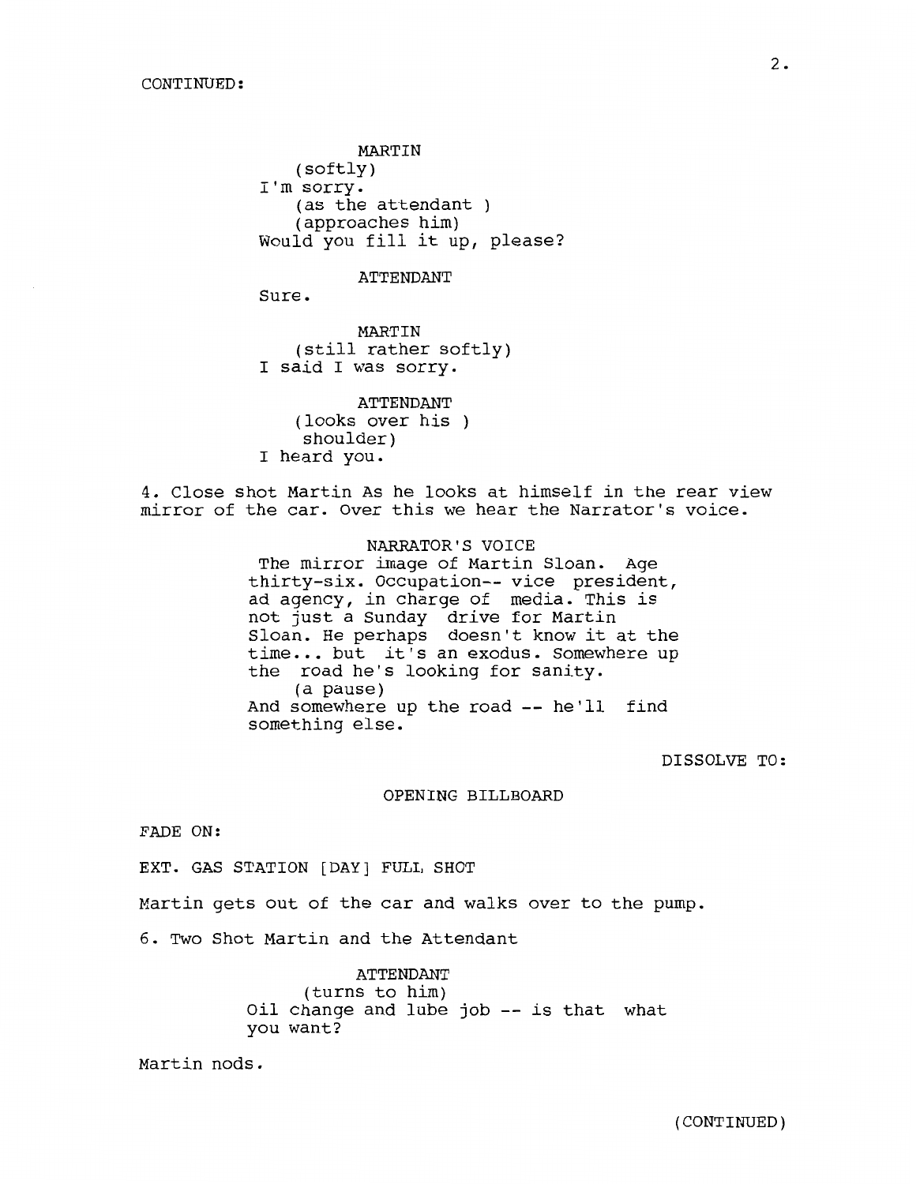CONTINUED:

MARTIN
(softly)
I'm sorry.
(as the attendant )
(approaches him)
Would you fill it up, please?

ATTENDANT
Sure.

MARTIN
(still rather softly)
I said I was sorry.

ATTENDANT
(looks over his )
shoulder)
I heard you.

4. Close shot Martin As he looks at himself in the rear view mirror of the car. Over this we hear the Narrator's voice.

NARRATOR'S VOICE
The mirror image of Martin Sloan. Age thirty-six. Occupation-- vice president, ad agency, in charge of media. This is not just a Sunday drive for Martin Sloan. He perhaps doesn't know it at the time... but it's an exodus. Somewhere up the road he's looking for sanity.
(a pause)
And somewhere up the road -- he'll find something else.

DISSOLVE TO:

OPENING BILLBOARD

FADE ON:

EXT. GAS STATION [DAY] FULL SHOT

Martin gets out of the car and walks over to the pump.

6. Two Shot Martin and the Attendant

ATTENDANT
(turns to him)
Oil change and lube job -- is that what you want?

Martin nods.

(CONTINUED)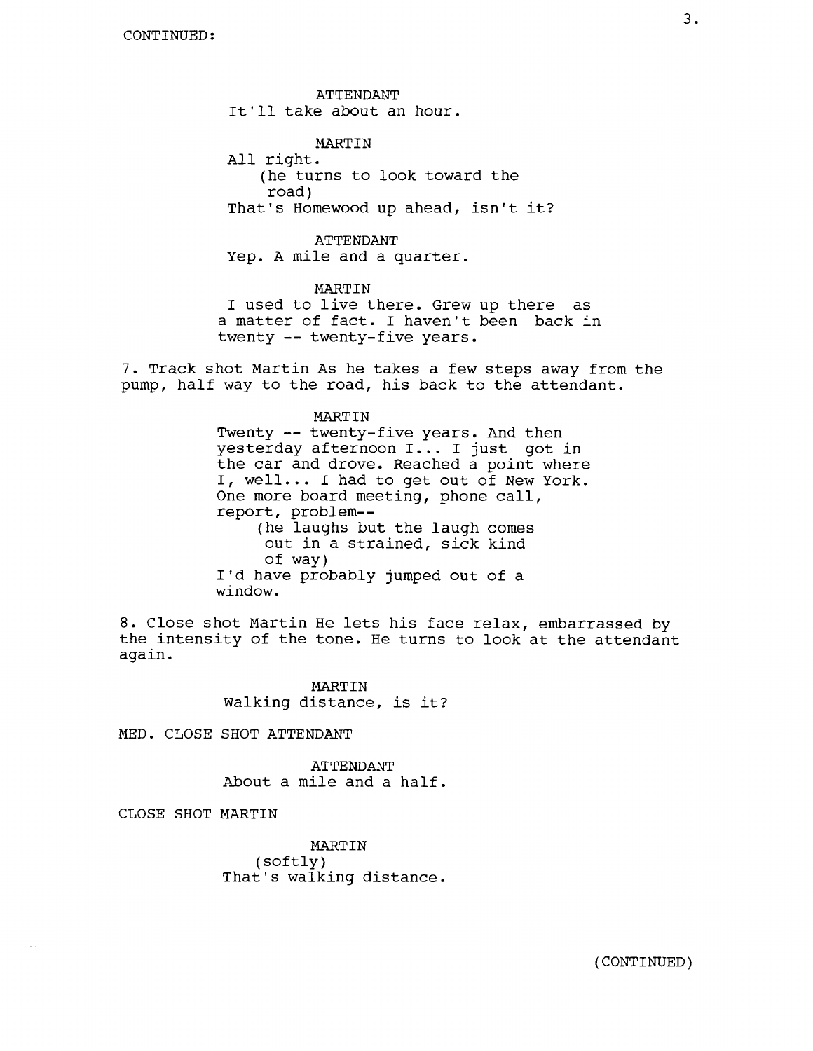CONTINUED:

ATTENDANT
It'll take about an hour.

MARTIN
All right.
(he turns to look toward the road)
That's Homewood up ahead, isn't it?

ATTENDANT
Yep. A mile and a quarter.

MARTIN
I used to live there. Grew up there as a matter of fact. I haven't been back in twenty -- twenty-five years.

7. Track shot Martin As he takes a few steps away from the pump, half way to the road, his back to the attendant.

MARTIN
Twenty -- twenty-five years. And then yesterday afternoon I... I just got in the car and drove. Reached a point where I, well... I had to get out of New York. One more board meeting, phone call, report, problem--
(he laughs but the laugh comes out in a strained, sick kind of way)
I'd have probably jumped out of a window.

8. Close shot Martin He lets his face relax, embarrassed by the intensity of the tone. He turns to look at the attendant again.

MARTIN
Walking distance, is it?

MED. CLOSE SHOT ATTENDANT

ATTENDANT
About a mile and a half.

CLOSE SHOT MARTIN

MARTIN
(softly)
That's walking distance.

(CONTINUED)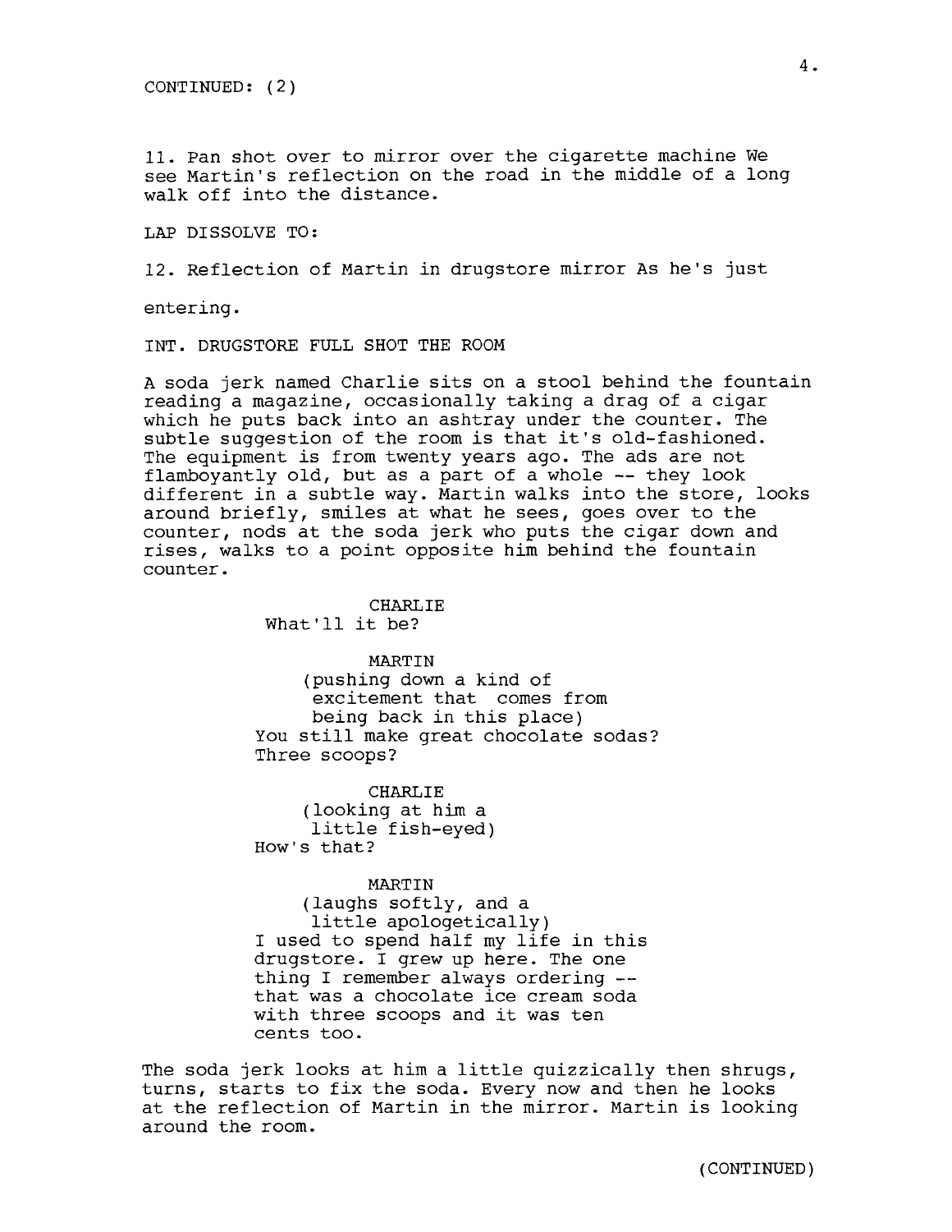CONTINUED: (2)

11. Pan shot over to mirror over the cigarette machine We see Martin's reflection on the road in the middle of a long walk off into the distance.

LAP DISSOLVE TO:

12. Reflection of Martin in drugstore mirror As he's just

entering.

INT. DRUGSTORE FULL SHOT THE ROOM

A soda jerk named Charlie sits on a stool behind the fountain reading a magazine, occasionally taking a drag of a cigar which he puts back into an ashtray under the counter. The subtle suggestion of the room is that it's old-fashioned. The equipment is from twenty years ago. The ads are not flamboyantly old, but as a part of a whole -- they look different in a subtle way. Martin walks into the store, looks around briefly, smiles at what he sees, goes over to the counter, nods at the soda jerk who puts the cigar down and rises, walks to a point opposite him behind the fountain counter.

CHARLIE
What'll it be?

MARTIN
(pushing down a kind of excitement that comes from being back in this place)
You still make great chocolate sodas? Three scoops?

CHARLIE
(looking at him a little fish-eyed)
How's that?

MARTIN
(laughs softly, and a little apologetically)
I used to spend half my life in this drugstore. I grew up here. The one thing I remember always ordering -- that was a chocolate ice cream soda with three scoops and it was ten cents too.

The soda jerk looks at him a little quizzically then shrugs, turns, starts to fix the soda. Every now and then he looks at the reflection of Martin in the mirror. Martin is looking around the room.

(CONTINUED)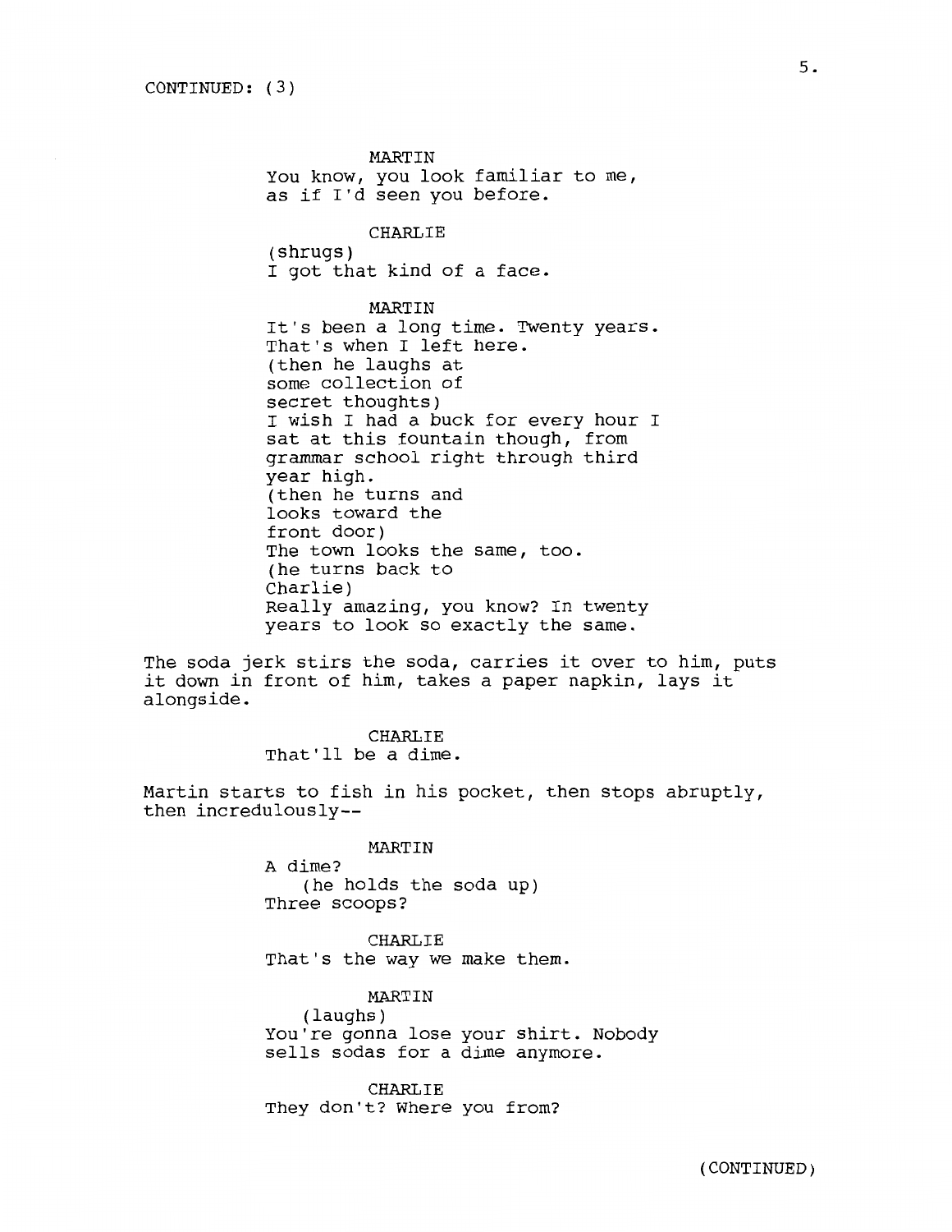CONTINUED: (3)

MARTIN
You know, you look familiar to me, as if I'd seen you before.

CHARLIE
(shrugs)
I got that kind of a face.

MARTIN
It's been a long time. Twenty years. That's when I left here.
(then he laughs at some collection of secret thoughts)
I wish I had a buck for every hour I sat at this fountain though, from grammar school right through third year high.
(then he turns and looks toward the front door)
The town looks the same, too.
(he turns back to Charlie)
Really amazing, you know? In twenty years to look so exactly the same.

The soda jerk stirs the soda, carries it over to him, puts it down in front of him, takes a paper napkin, lays it alongside.

CHARLIE
That'll be a dime.

Martin starts to fish in his pocket, then stops abruptly, then incredulously--

MARTIN
A dime?
(he holds the soda up)
Three scoops?

CHARLIE
That's the way we make them.

MARTIN
(laughs)
You're gonna lose your shirt. Nobody sells sodas for a dime anymore.

CHARLIE
They don't? Where you from?

(CONTINUED)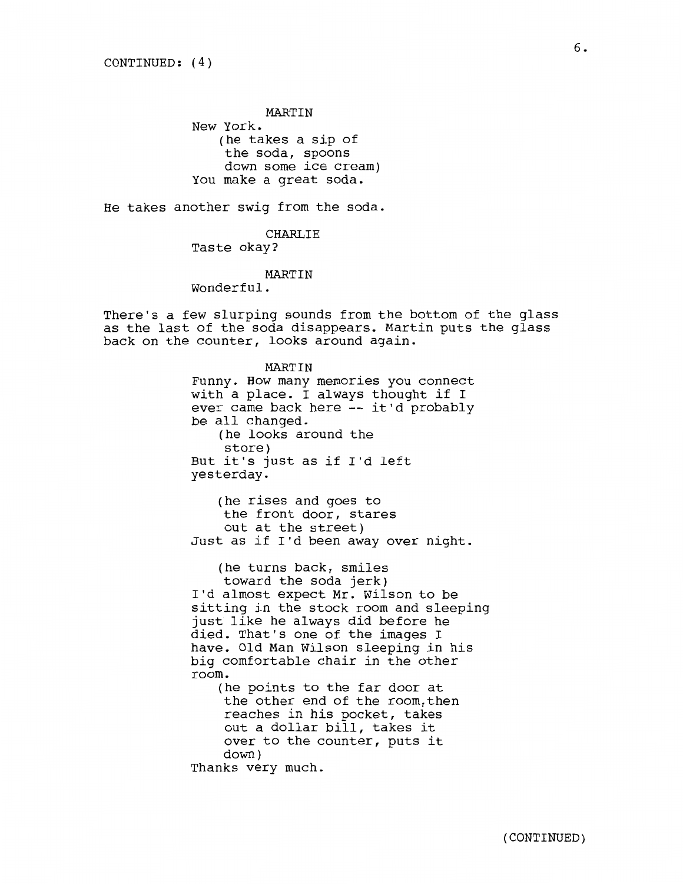CONTINUED: (4)

MARTIN
New York.
(he takes a sip of the soda, spoons down some ice cream)
You make a great soda.

He takes another swig from the soda.

CHARLIE
Taste okay?

MARTIN
Wonderful.

There's a few slurping sounds from the bottom of the glass as the last of the soda disappears. Martin puts the glass back on the counter, looks around again.

MARTIN
Funny. How many memories you connect with a place. I always thought if I ever came back here -- it'd probably be all changed.
(he looks around the store)
But it's just as if I'd left yesterday.

(he rises and goes to the front door, stares out at the street)
Just as if I'd been away over night.

(he turns back, smiles toward the soda jerk)
I'd almost expect Mr. Wilson to be sitting in the stock room and sleeping just like he always did before he died. That's one of the images I have. Old Man Wilson sleeping in his big comfortable chair in the other room.
(he points to the far door at the other end of the room,then reaches in his pocket, takes out a dollar bill, takes it over to the counter, puts it down)
Thanks very much.

(CONTINUED)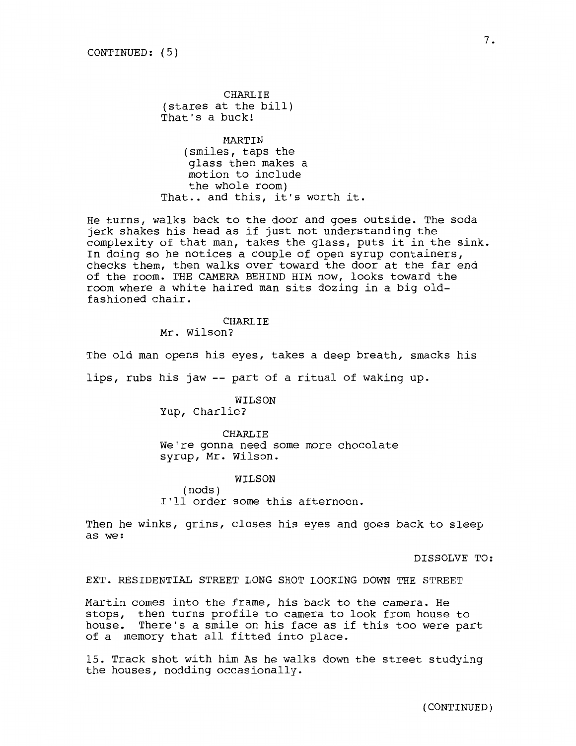CONTINUED: (5)

CHARLIE
(stares at the bill)
That's a buck!

MARTIN
(smiles, taps the glass then makes a motion to include the whole room)
That.. and this, it's worth it.

He turns, walks back to the door and goes outside. The soda jerk shakes his head as if just not understanding the complexity of that man, takes the glass, puts it in the sink. In doing so he notices a couple of open syrup containers, checks them, then walks over toward the door at the far end of the room. THE CAMERA BEHIND HIM now, looks toward the room where a white haired man sits dozing in a big old-fashioned chair.

CHARLIE
Mr. Wilson?

The old man opens his eyes, takes a deep breath, smacks his lips, rubs his jaw -- part of a ritual of waking up.

WILSON
Yup, Charlie?

CHARLIE
We're gonna need some more chocolate syrup, Mr. Wilson.

WILSON
(nods)
I'll order some this afternoon.

Then he winks, grins, closes his eyes and goes back to sleep as we:

DISSOLVE TO:

EXT. RESIDENTIAL STREET LONG SHOT LOOKING DOWN THE STREET

Martin comes into the frame, his back to the camera. He stops, then turns profile to camera to look from house to house. There's a smile on his face as if this too were part of a memory that all fitted into place.

15. Track shot with him As he walks down the street studying the houses, nodding occasionally.

(CONTINUED)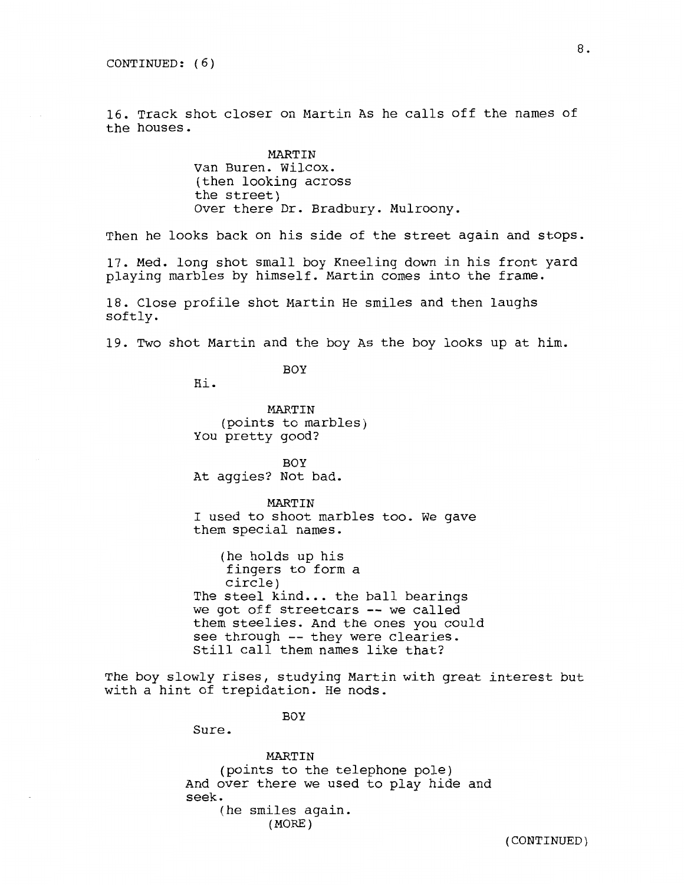CONTINUED: (6)

16. Track shot closer on Martin As he calls off the names of the houses.

MARTIN
Van Buren. Wilcox.
(then looking across the street)
Over there Dr. Bradbury. Mulroony.

Then he looks back on his side of the street again and stops.

17. Med. long shot small boy Kneeling down in his front yard playing marbles by himself. Martin comes into the frame.

18. Close profile shot Martin He smiles and then laughs softly.

19. Two shot Martin and the boy As the boy looks up at him.

BOY
Hi.

MARTIN
(points to marbles)
You pretty good?

BOY
At aggies? Not bad.

MARTIN
I used to shoot marbles too. We gave them special names.

(he holds up his fingers to form a circle)
The steel kind... the ball bearings we got off streetcars -- we called them steelies. And the ones you could see through -- they were clearies. Still call them names like that?

The boy slowly rises, studying Martin with great interest but with a hint of trepidation. He nods.

BOY
Sure.

MARTIN
(points to the telephone pole)
And over there we used to play hide and seek.
(he smiles again.
(MORE)

(CONTINUED)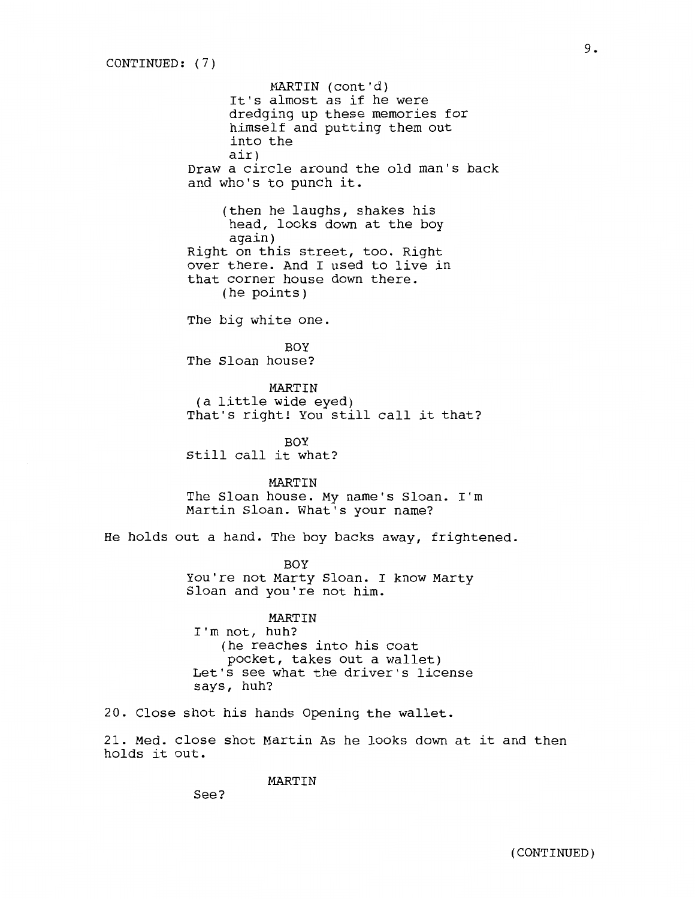CONTINUED: (7)

MARTIN (cont'd)
It's almost as if he were
dredging up these memories for
himself and putting them out
into the
air)
Draw a circle around the old man's back
and who's to punch it.

(then he laughs, shakes his
head, looks down at the boy
again)
Right on this street, too. Right
over there. And I used to live in
that corner house down there.
(he points)

The big white one.

BOY
The Sloan house?

MARTIN
(a little wide eyed)
That's right! You still call it that?

BOY
Still call it what?

MARTIN
The Sloan house. My name's Sloan. I'm
Martin Sloan. What's your name?

He holds out a hand. The boy backs away, frightened.

BOY
You're not Marty Sloan. I know Marty
Sloan and you're not him.

MARTIN
I'm not, huh?
(he reaches into his coat
pocket, takes out a wallet)
Let's see what the driver's license
says, huh?

20. Close shot his hands Opening the wallet.

21. Med. close shot Martin As he looks down at it and then holds it out.

MARTIN
See?

(CONTINUED)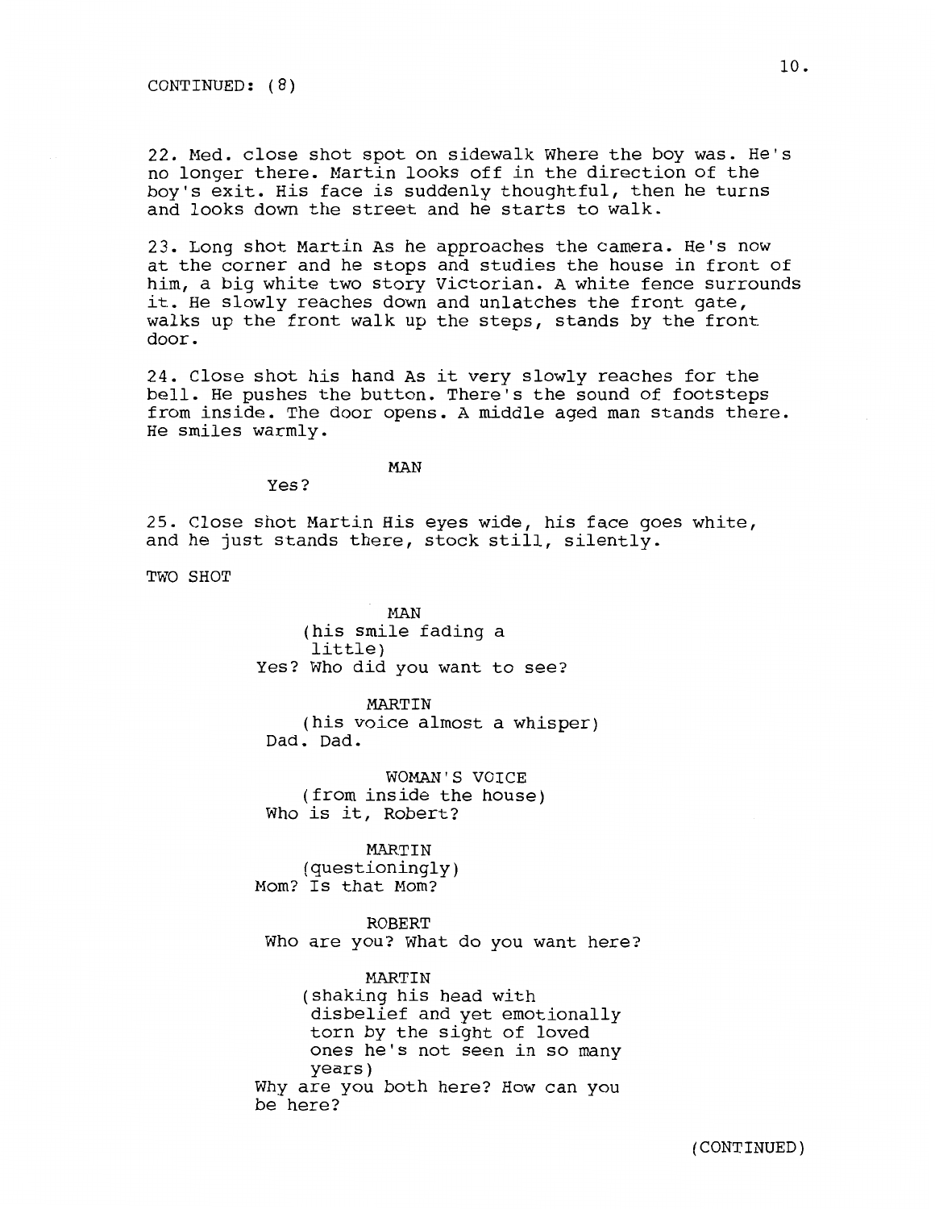CONTINUED: (8)

22. Med. close shot spot on sidewalk Where the boy was. He's no longer there. Martin looks off in the direction of the boy's exit. His face is suddenly thoughtful, then he turns and looks down the street and he starts to walk.

23. Long shot Martin As he approaches the camera. He's now at the corner and he stops and studies the house in front of him, a big white two story Victorian. A white fence surrounds it. He slowly reaches down and unlatches the front gate, walks up the front walk up the steps, stands by the front door.

24. Close shot his hand As it very slowly reaches for the bell. He pushes the button. There's the sound of footsteps from inside. The door opens. A middle aged man stands there. He smiles warmly.

MAN

Yes?

25. Close shot Martin His eyes wide, his face goes white, and he just stands there, stock still, silently.

TWO SHOT

MAN
(his smile fading a little)
Yes? Who did you want to see?

MARTIN
(his voice almost a whisper)
Dad. Dad.

WOMAN'S VOICE
(from inside the house)
Who is it, Robert?

MARTIN
(questioningly)
Mom? Is that Mom?

ROBERT
Who are you? What do you want here?

MARTIN
(shaking his head with disbelief and yet emotionally torn by the sight of loved ones he's not seen in so many years)
Why are you both here? How can you be here?

(CONTINUED)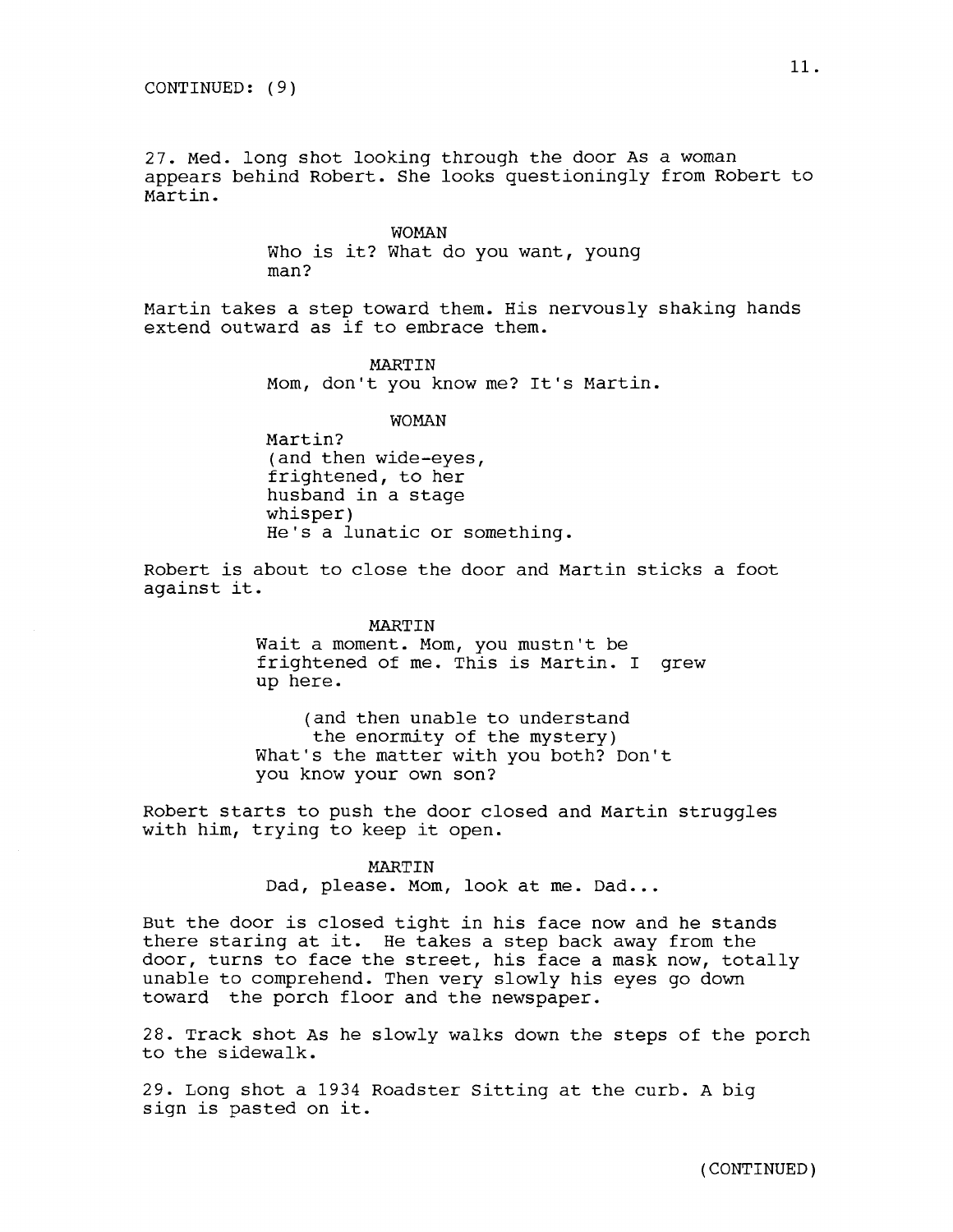CONTINUED: (9)

27. Med. long shot looking through the door As a woman appears behind Robert. She looks questioningly from Robert to Martin.

WOMAN
Who is it? What do you want, young man?

Martin takes a step toward them. His nervously shaking hands extend outward as if to embrace them.

MARTIN
Mom, don't you know me? It's Martin.

WOMAN
Martin?
(and then wide-eyes, frightened, to her husband in a stage whisper)
He's a lunatic or something.

Robert is about to close the door and Martin sticks a foot against it.

MARTIN
Wait a moment. Mom, you mustn't be frightened of me. This is Martin. I grew up here.

(and then unable to understand the enormity of the mystery)
What's the matter with you both? Don't you know your own son?

Robert starts to push the door closed and Martin struggles with him, trying to keep it open.

MARTIN
Dad, please. Mom, look at me. Dad...

But the door is closed tight in his face now and he stands there staring at it. He takes a step back away from the door, turns to face the street, his face a mask now, totally unable to comprehend. Then very slowly his eyes go down toward the porch floor and the newspaper.

28. Track shot As he slowly walks down the steps of the porch to the sidewalk.

29. Long shot a 1934 Roadster Sitting at the curb. A big sign is pasted on it.

(CONTINUED)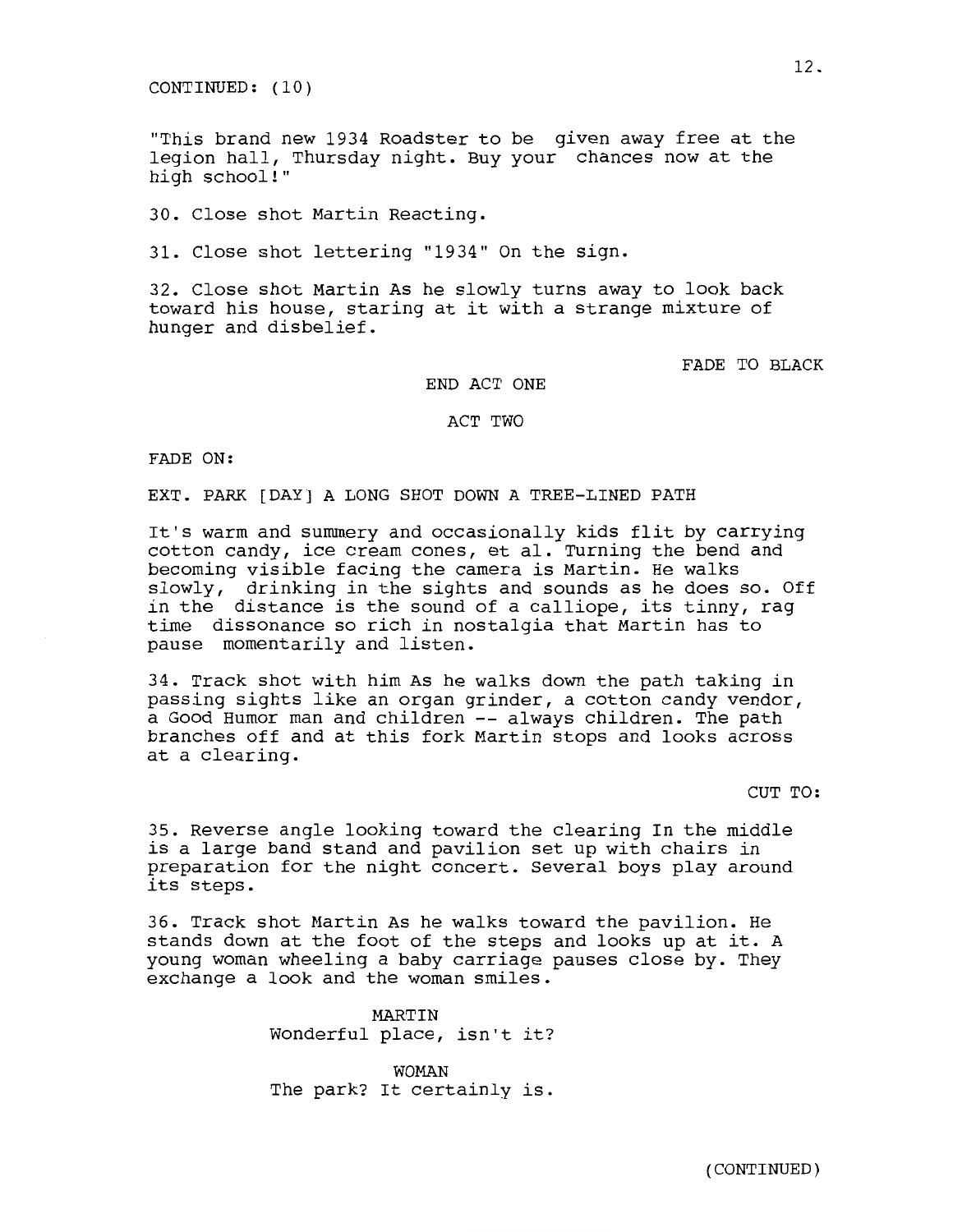CONTINUED: (10)

"This brand new 1934 Roadster to be given away free at the legion hall, Thursday night. Buy your chances now at the high school!"

30. Close shot Martin Reacting.

31. Close shot lettering "1934" On the sign.

32. Close shot Martin As he slowly turns away to look back toward his house, staring at it with a strange mixture of hunger and disbelief.

FADE TO BLACK

END ACT ONE

ACT TWO

FADE ON:

EXT. PARK [DAY] A LONG SHOT DOWN A TREE-LINED PATH

It's warm and summery and occasionally kids flit by carrying cotton candy, ice cream cones, et al. Turning the bend and becoming visible facing the camera is Martin. He walks slowly, drinking in the sights and sounds as he does so. Off in the distance is the sound of a calliope, its tinny, rag time dissonance so rich in nostalgia that Martin has to pause momentarily and listen.

34. Track shot with him As he walks down the path taking in passing sights like an organ grinder, a cotton candy vendor, a Good Humor man and children -- always children. The path branches off and at this fork Martin stops and looks across at a clearing.

CUT TO:

35. Reverse angle looking toward the clearing In the middle is a large band stand and pavilion set up with chairs in preparation for the night concert. Several boys play around its steps.

36. Track shot Martin As he walks toward the pavilion. He stands down at the foot of the steps and looks up at it. A young woman wheeling a baby carriage pauses close by. They exchange a look and the woman smiles.

MARTIN
Wonderful place, isn't it?

WOMAN
The park? It certainly is.

(CONTINUED)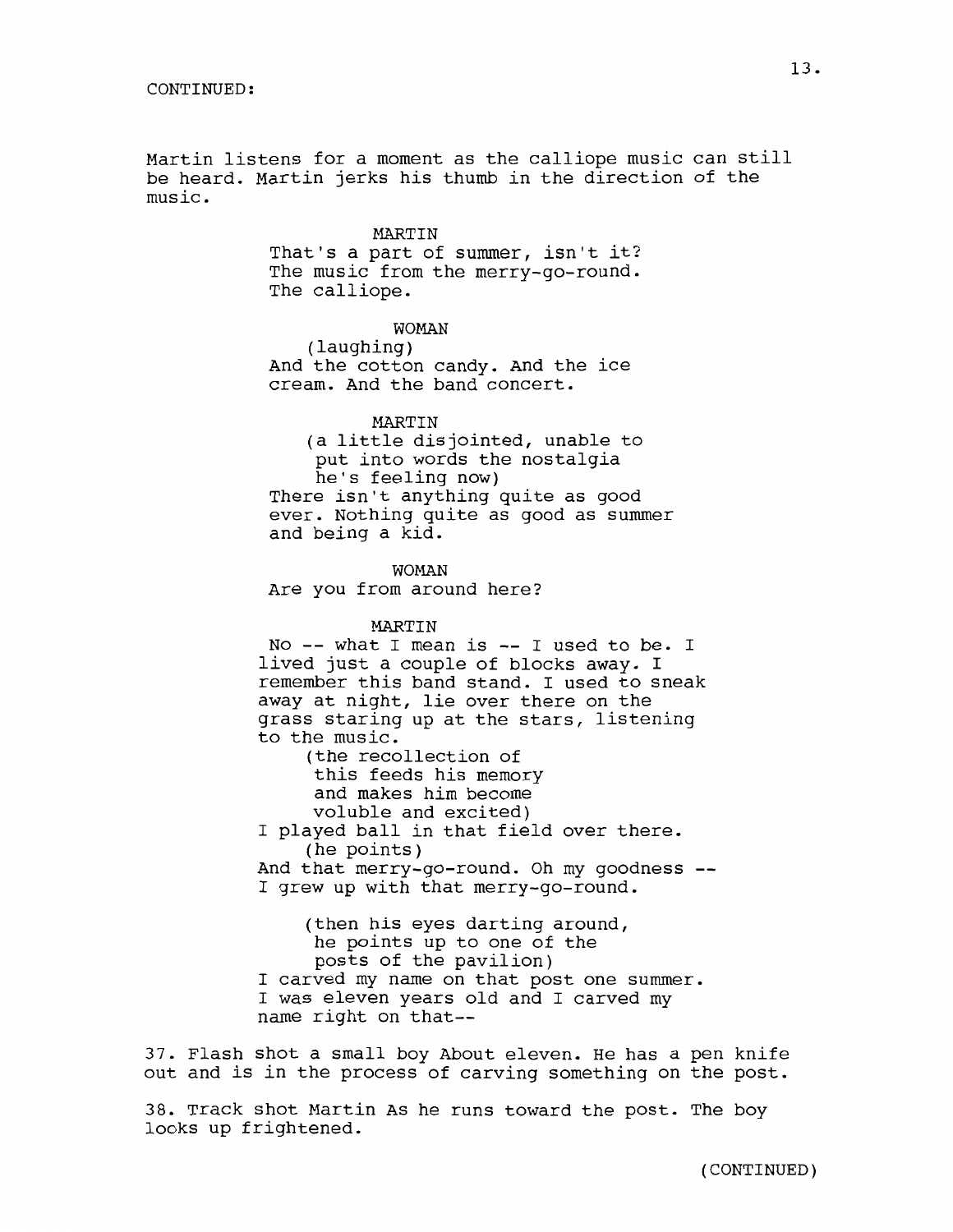CONTINUED:

Martin listens for a moment as the calliope music can still be heard. Martin jerks his thumb in the direction of the music.

MARTIN
That's a part of summer, isn't it? The music from the merry-go-round. The calliope.

WOMAN
(laughing)
And the cotton candy. And the ice cream. And the band concert.

MARTIN
(a little disjointed, unable to put into words the nostalgia he's feeling now)
There isn't anything quite as good ever. Nothing quite as good as summer and being a kid.

WOMAN
Are you from around here?

MARTIN
No -- what I mean is -- I used to be. I lived just a couple of blocks away. I remember this band stand. I used to sneak away at night, lie over there on the grass staring up at the stars, listening to the music.
(the recollection of this feeds his memory and makes him become voluble and excited)
I played ball in that field over there.
(he points)
And that merry-go-round. Oh my goodness -- I grew up with that merry-go-round.

(then his eyes darting around, he points up to one of the posts of the pavilion)
I carved my name on that post one summer. I was eleven years old and I carved my name right on that--

37. Flash shot a small boy About eleven. He has a pen knife out and is in the process of carving something on the post.

38. Track shot Martin As he runs toward the post. The boy looks up frightened.

(CONTINUED)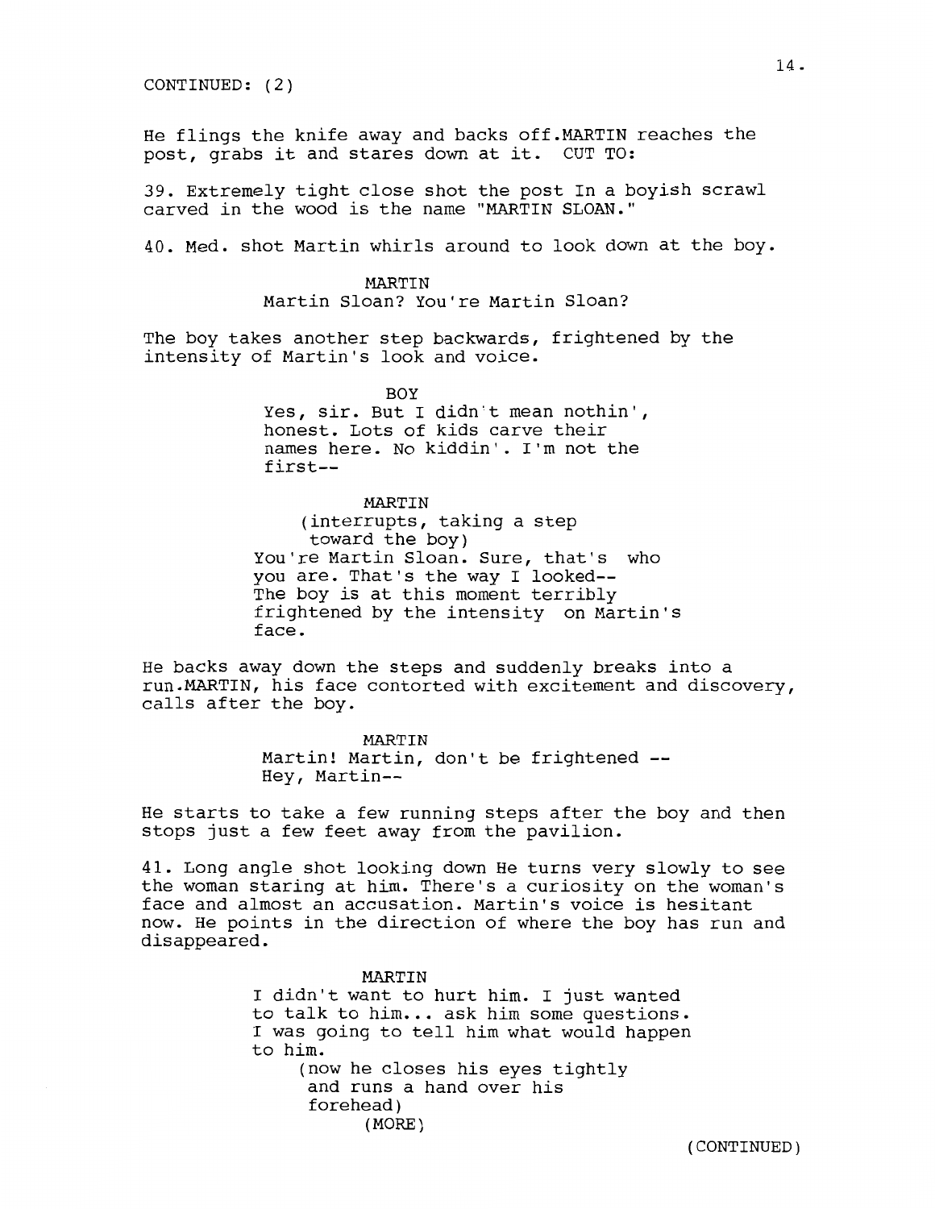CONTINUED: (2)

He flings the knife away and backs off.MARTIN reaches the post, grabs it and stares down at it. CUT TO:

39. Extremely tight close shot the post In a boyish scrawl carved in the wood is the name "MARTIN SLOAN."

40. Med. shot Martin whirls around to look down at the boy.

MARTIN
Martin Sloan? You're Martin Sloan?

The boy takes another step backwards, frightened by the intensity of Martin's look and voice.

BOY
Yes, sir. But I didn't mean nothin', honest. Lots of kids carve their names here. No kiddin'. I'm not the first--

MARTIN
(interrupts, taking a step toward the boy)
You're Martin Sloan. Sure, that's who you are. That's the way I looked--
The boy is at this moment terribly frightened by the intensity on Martin's face.

He backs away down the steps and suddenly breaks into a run.MARTIN, his face contorted with excitement and discovery, calls after the boy.

MARTIN
Martin! Martin, don't be frightened --
Hey, Martin--

He starts to take a few running steps after the boy and then stops just a few feet away from the pavilion.

41. Long angle shot looking down He turns very slowly to see the woman staring at him. There's a curiosity on the woman's face and almost an accusation. Martin's voice is hesitant now. He points in the direction of where the boy has run and disappeared.

MARTIN
I didn't want to hurt him. I just wanted to talk to him... ask him some questions. I was going to tell him what would happen to him.
(now he closes his eyes tightly and runs a hand over his forehead)
(MORE)

(CONTINUED)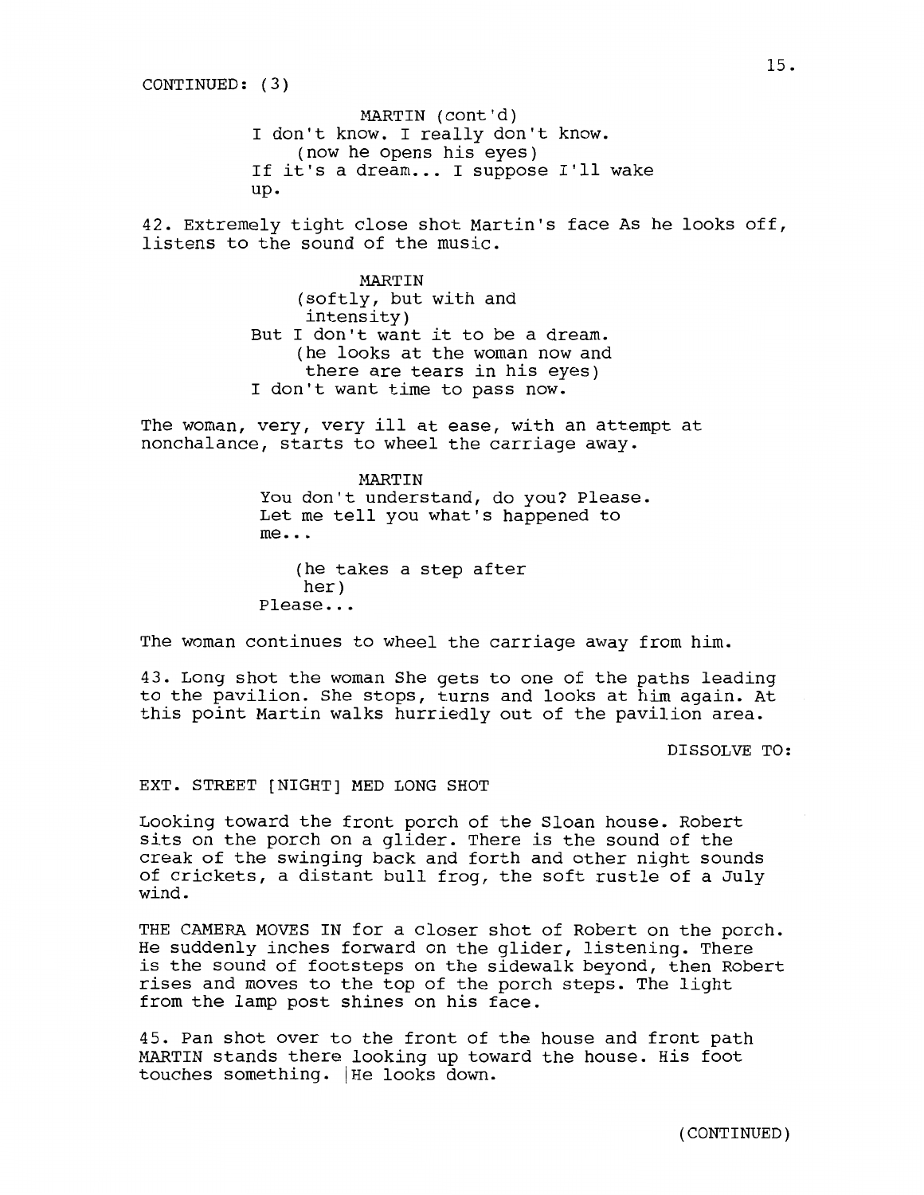CONTINUED: (3)

MARTIN (cont'd)
I don't know. I really don't know.
(now he opens his eyes)
If it's a dream... I suppose I'll wake up.

42. Extremely tight close shot Martin's face As he looks off, listens to the sound of the music.

MARTIN
(softly, but with and intensity)
But I don't want it to be a dream.
(he looks at the woman now and there are tears in his eyes)
I don't want time to pass now.

The woman, very, very ill at ease, with an attempt at nonchalance, starts to wheel the carriage away.

MARTIN
You don't understand, do you? Please. Let me tell you what's happened to me...

(he takes a step after her)
Please...

The woman continues to wheel the carriage away from him.

43. Long shot the woman She gets to one of the paths leading to the pavilion. She stops, turns and looks at him again. At this point Martin walks hurriedly out of the pavilion area.

DISSOLVE TO:

EXT. STREET [NIGHT] MED LONG SHOT

Looking toward the front porch of the Sloan house. Robert sits on the porch on a glider. There is the sound of the creak of the swinging back and forth and other night sounds of crickets, a distant bull frog, the soft rustle of a July wind.

THE CAMERA MOVES IN for a closer shot of Robert on the porch. He suddenly inches forward on the glider, listening. There is the sound of footsteps on the sidewalk beyond, then Robert rises and moves to the top of the porch steps. The light from the lamp post shines on his face.

45. Pan shot over to the front of the house and front path MARTIN stands there looking up toward the house. His foot touches something. He looks down.

(CONTINUED)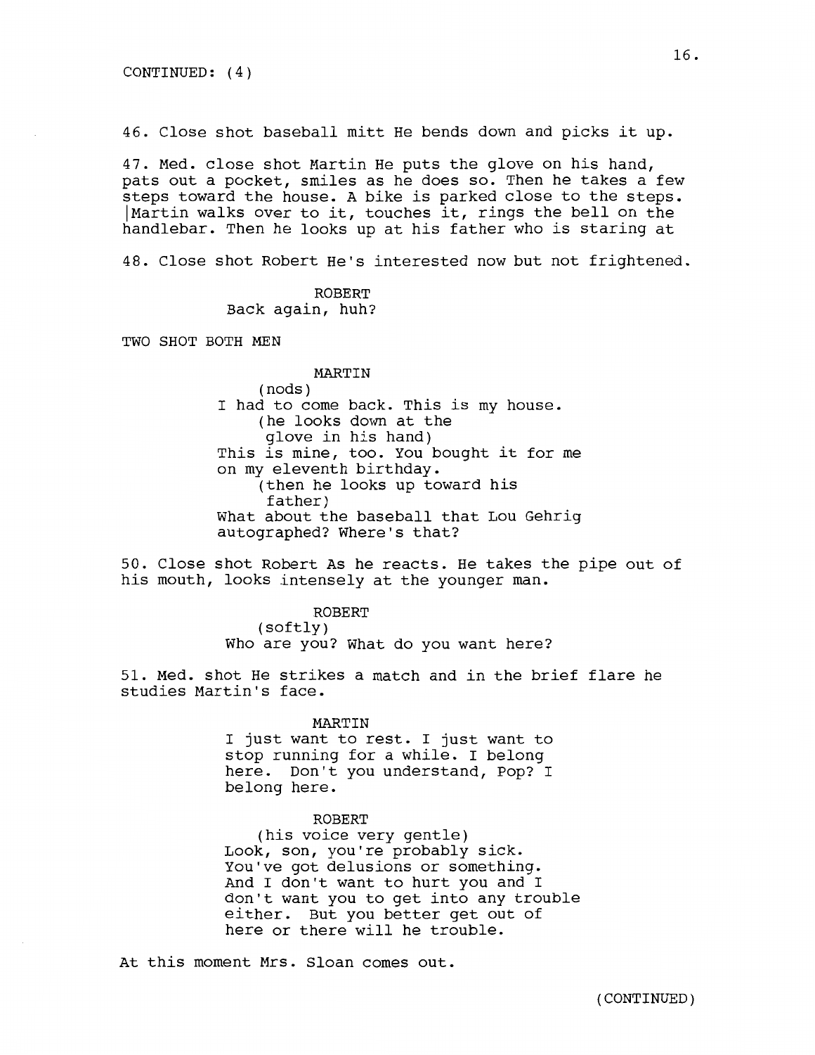CONTINUED: (4)

46. Close shot baseball mitt He bends down and picks it up.

47. Med. close shot Martin He puts the glove on his hand, pats out a pocket, smiles as he does so. Then he takes a few steps toward the house. A bike is parked close to the steps. Martin walks over to it, touches it, rings the bell on the handlebar. Then he looks up at his father who is staring at

48. Close shot Robert He's interested now but not frightened.

ROBERT
Back again, huh?

TWO SHOT BOTH MEN

MARTIN
(nods)
I had to come back. This is my house.
(he looks down at the glove in his hand)
This is mine, too. You bought it for me on my eleventh birthday.
(then he looks up toward his father)
What about the baseball that Lou Gehrig autographed? Where's that?

50. Close shot Robert As he reacts. He takes the pipe out of his mouth, looks intensely at the younger man.

ROBERT
(softly)
Who are you? What do you want here?

51. Med. shot He strikes a match and in the brief flare he studies Martin's face.

MARTIN
I just want to rest. I just want to stop running for a while. I belong here. Don't you understand, Pop? I belong here.

ROBERT
(his voice very gentle)
Look, son, you're probably sick. You've got delusions or something. And I don't want to hurt you and I don't want you to get into any trouble either. But you better get out of here or there will he trouble.

At this moment Mrs. Sloan comes out.

(CONTINUED)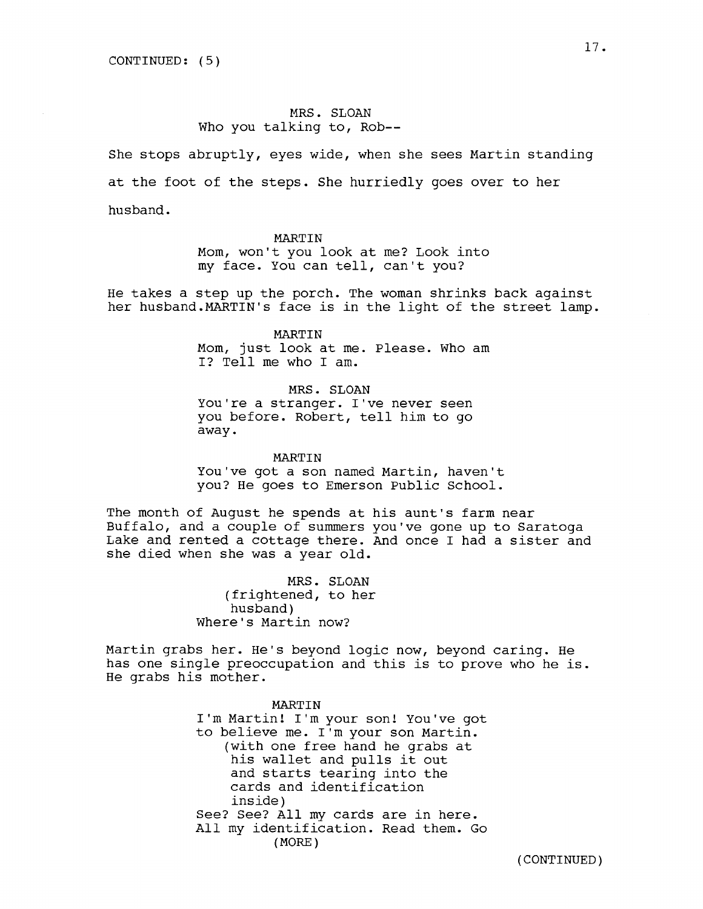CONTINUED: (5)

MRS. SLOAN
Who you talking to, Rob--

She stops abruptly, eyes wide, when she sees Martin standing at the foot of the steps. She hurriedly goes over to her husband.

MARTIN
Mom, won't you look at me? Look into my face. You can tell, can't you?

He takes a step up the porch. The woman shrinks back against her husband.MARTIN's face is in the light of the street lamp.

MARTIN
Mom, just look at me. Please. Who am I? Tell me who I am.

MRS. SLOAN
You're a stranger. I've never seen you before. Robert, tell him to go away.

MARTIN
You've got a son named Martin, haven't you? He goes to Emerson Public School.

The month of August he spends at his aunt's farm near Buffalo, and a couple of summers you've gone up to Saratoga Lake and rented a cottage there. And once I had a sister and she died when she was a year old.

MRS. SLOAN
(frightened, to her husband)
Where's Martin now?

Martin grabs her. He's beyond logic now, beyond caring. He has one single preoccupation and this is to prove who he is. He grabs his mother.

MARTIN
I'm Martin! I'm your son! You've got to believe me. I'm your son Martin.
(with one free hand he grabs at his wallet and pulls it out and starts tearing into the cards and identification inside)
See? See? All my cards are in here. All my identification. Read them. Go
(MORE)

(CONTINUED)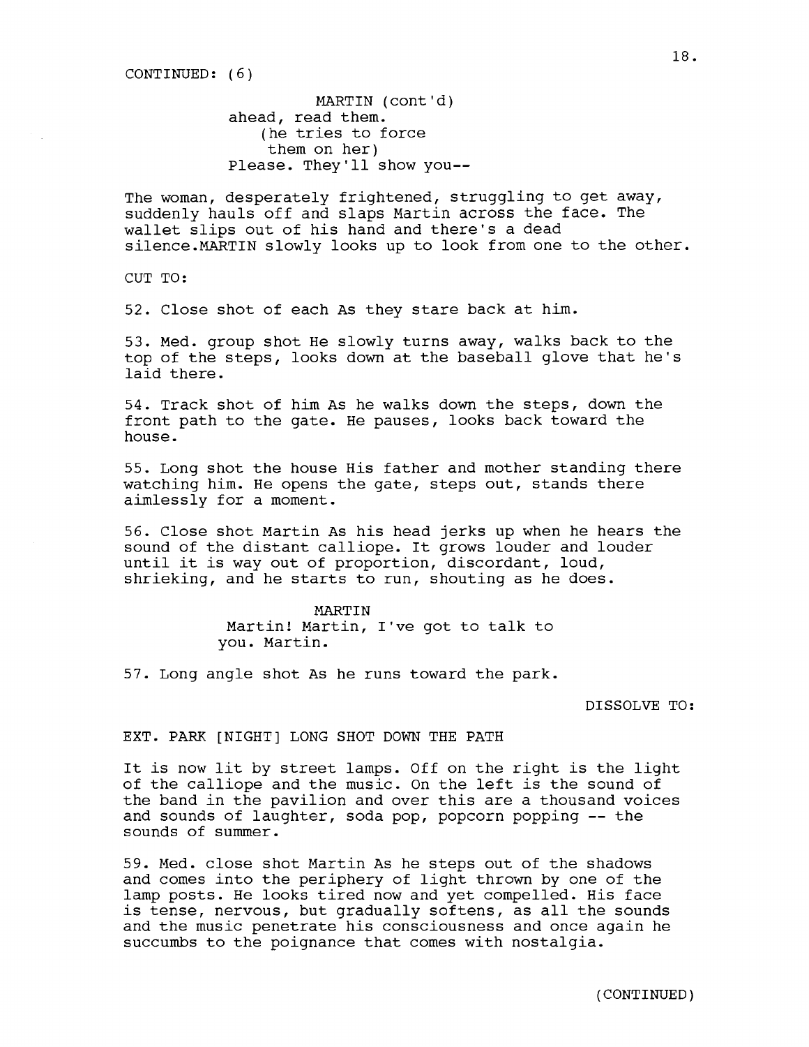CONTINUED: (6)

MARTIN (cont'd)
ahead, read them.
(he tries to force them on her)
Please. They'll show you--

The woman, desperately frightened, struggling to get away, suddenly hauls off and slaps Martin across the face. The wallet slips out of his hand and there's a dead silence.MARTIN slowly looks up to look from one to the other.

CUT TO:

52. Close shot of each As they stare back at him.

53. Med. group shot He slowly turns away, walks back to the top of the steps, looks down at the baseball glove that he's laid there.

54. Track shot of him As he walks down the steps, down the front path to the gate. He pauses, looks back toward the house.

55. Long shot the house His father and mother standing there watching him. He opens the gate, steps out, stands there aimlessly for a moment.

56. Close shot Martin As his head jerks up when he hears the sound of the distant calliope. It grows louder and louder until it is way out of proportion, discordant, loud, shrieking, and he starts to run, shouting as he does.

MARTIN
Martin! Martin, I've got to talk to you. Martin.

57. Long angle shot As he runs toward the park.

DISSOLVE TO:

EXT. PARK [NIGHT] LONG SHOT DOWN THE PATH

It is now lit by street lamps. Off on the right is the light of the calliope and the music. On the left is the sound of the band in the pavilion and over this are a thousand voices and sounds of laughter, soda pop, popcorn popping -- the sounds of summer.

59. Med. close shot Martin As he steps out of the shadows and comes into the periphery of light thrown by one of the lamp posts. He looks tired now and yet compelled. His face is tense, nervous, but gradually softens, as all the sounds and the music penetrate his consciousness and once again he succumbs to the poignance that comes with nostalgia.

(CONTINUED)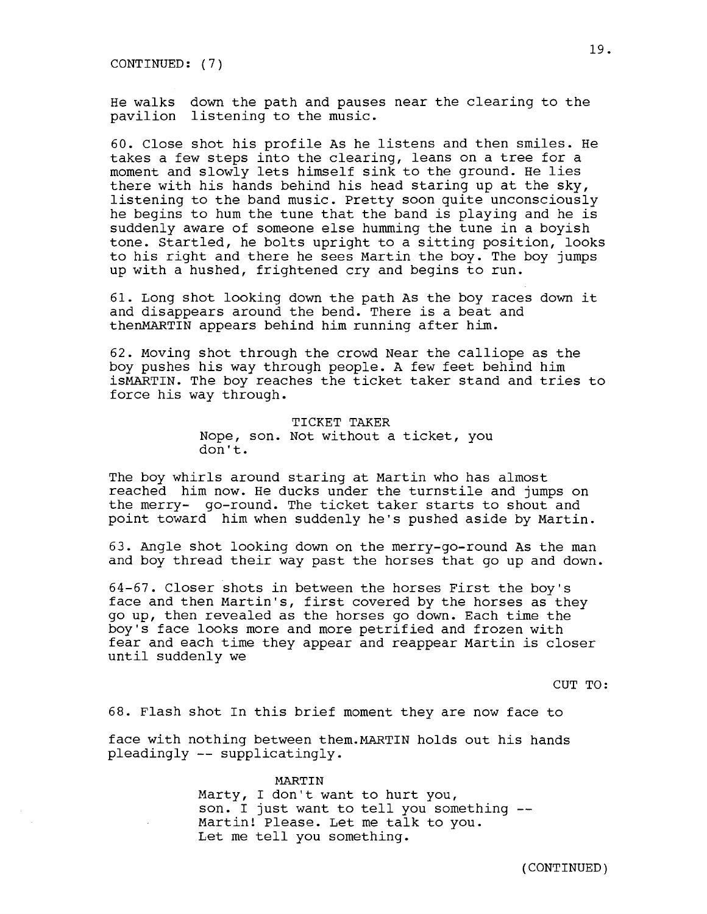CONTINUED: (7)

He walks down the path and pauses near the clearing to the pavilion listening to the music.

60. Close shot his profile As he listens and then smiles. He takes a few steps into the clearing, leans on a tree for a moment and slowly lets himself sink to the ground. He lies there with his hands behind his head staring up at the sky, listening to the band music. Pretty soon quite unconsciously he begins to hum the tune that the band is playing and he is suddenly aware of someone else humming the tune in a boyish tone. Startled, he bolts upright to a sitting position, looks to his right and there he sees Martin the boy. The boy jumps up with a hushed, frightened cry and begins to run.

61. Long shot looking down the path As the boy races down it and disappears around the bend. There is a beat and thenMARTIN appears behind him running after him.

62. Moving shot through the crowd Near the calliope as the boy pushes his way through people. A few feet behind him isMARTIN. The boy reaches the ticket taker stand and tries to force his way through.

TICKET TAKER
Nope, son. Not without a ticket, you don't.

The boy whirls around staring at Martin who has almost reached him now. He ducks under the turnstile and jumps on the merry- go-round. The ticket taker starts to shout and point toward him when suddenly he's pushed aside by Martin.

63. Angle shot looking down on the merry-go-round As the man and boy thread their way past the horses that go up and down.

64-67. Closer shots in between the horses First the boy's face and then Martin's, first covered by the horses as they go up, then revealed as the horses go down. Each time the boy's face looks more and more petrified and frozen with fear and each time they appear and reappear Martin is closer until suddenly we

CUT TO:

68. Flash shot In this brief moment they are now face to

face with nothing between them.MARTIN holds out his hands pleadingly -- supplicatingly.

MARTIN
Marty, I don't want to hurt you, son. I just want to tell you something -- Martin! Please. Let me talk to you. Let me tell you something.

(CONTINUED)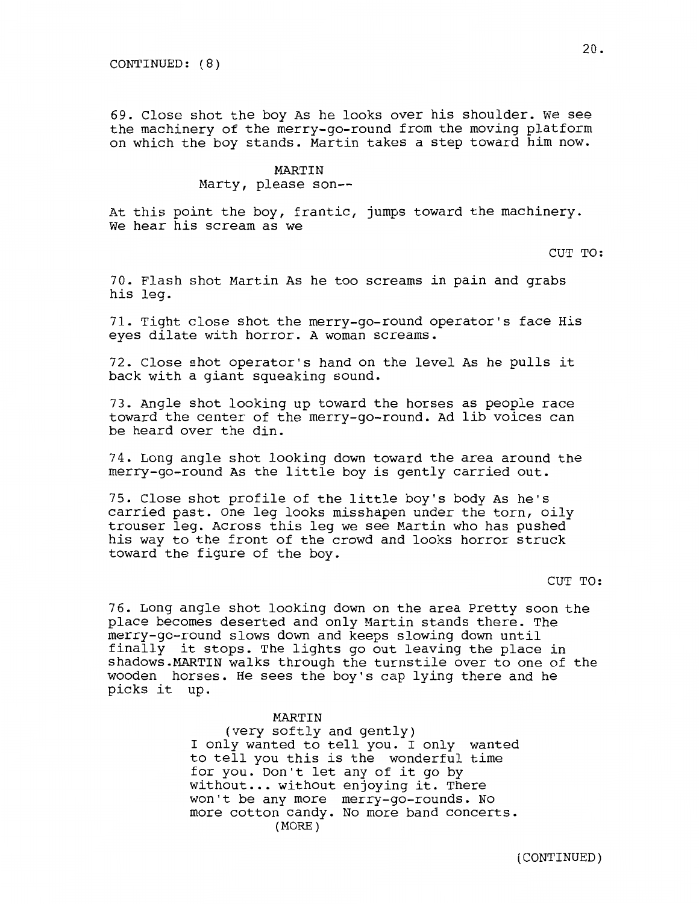CONTINUED: (8)

69. Close shot the boy As he looks over his shoulder. We see the machinery of the merry-go-round from the moving platform on which the boy stands. Martin takes a step toward him now.

MARTIN
Marty, please son--

At this point the boy, frantic, jumps toward the machinery. We hear his scream as we

CUT TO:

70. Flash shot Martin As he too screams in pain and grabs his leg.

71. Tight close shot the merry-go-round operator's face His eyes dilate with horror. A woman screams.

72. Close shot operator's hand on the level As he pulls it back with a giant squeaking sound.

73. Angle shot looking up toward the horses as people race toward the center of the merry-go-round. Ad lib voices can be heard over the din.

74. Long angle shot looking down toward the area around the merry-go-round As the little boy is gently carried out.

75. Close shot profile of the little boy's body As he's carried past. One leg looks misshapen under the torn, oily trouser leg. Across this leg we see Martin who has pushed his way to the front of the crowd and looks horror struck toward the figure of the boy.

CUT TO:

76. Long angle shot looking down on the area Pretty soon the place becomes deserted and only Martin stands there. The merry-go-round slows down and keeps slowing down until finally it stops. The lights go out leaving the place in shadows.MARTIN walks through the turnstile over to one of the wooden horses. He sees the boy's cap lying there and he picks it up.

MARTIN
(very softly and gently)
I only wanted to tell you. I only wanted to tell you this is the wonderful time for you. Don't let any of it go by without... without enjoying it. There won't be any more merry-go-rounds. No more cotton candy. No more band concerts.
(MORE)

(CONTINUED)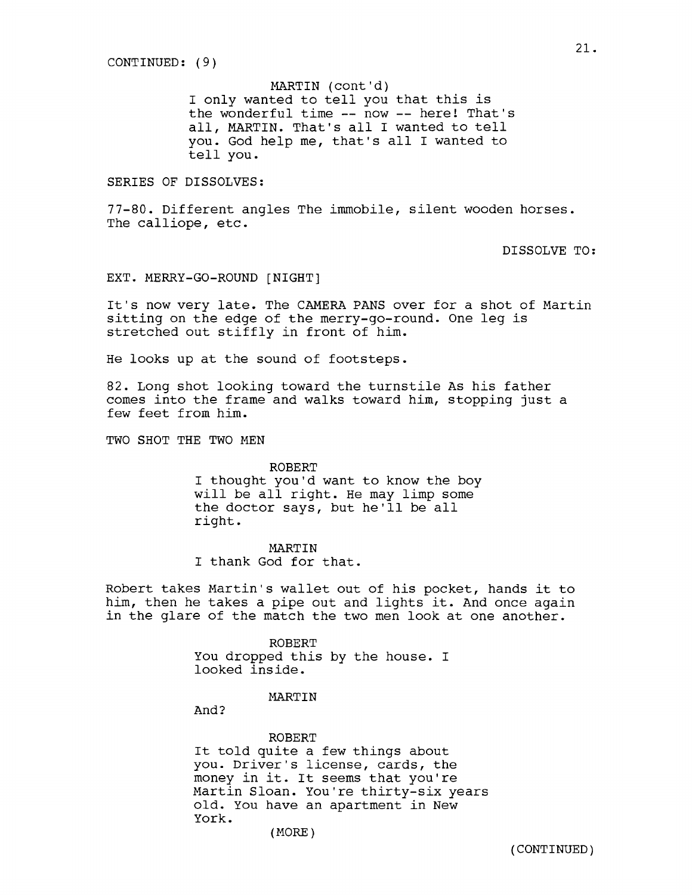CONTINUED: (9)

MARTIN (cont'd)
I only wanted to tell you that this is the wonderful time -- now -- here! That's all, MARTIN. That's all I wanted to tell you. God help me, that's all I wanted to tell you.

SERIES OF DISSOLVES:

77-80. Different angles The immobile, silent wooden horses. The calliope, etc.

DISSOLVE TO:

EXT. MERRY-GO-ROUND [NIGHT]

It's now very late. The CAMERA PANS over for a shot of Martin sitting on the edge of the merry-go-round. One leg is stretched out stiffly in front of him.

He looks up at the sound of footsteps.

82. Long shot looking toward the turnstile As his father comes into the frame and walks toward him, stopping just a few feet from him.

TWO SHOT THE TWO MEN

ROBERT
I thought you'd want to know the boy will be all right. He may limp some the doctor says, but he'll be all right.

MARTIN
I thank God for that.

Robert takes Martin's wallet out of his pocket, hands it to him, then he takes a pipe out and lights it. And once again in the glare of the match the two men look at one another.

ROBERT
You dropped this by the house. I looked inside.

MARTIN
And?

ROBERT
It told quite a few things about you. Driver's license, cards, the money in it. It seems that you're Martin Sloan. You're thirty-six years old. You have an apartment in New York.
(MORE)

(CONTINUED)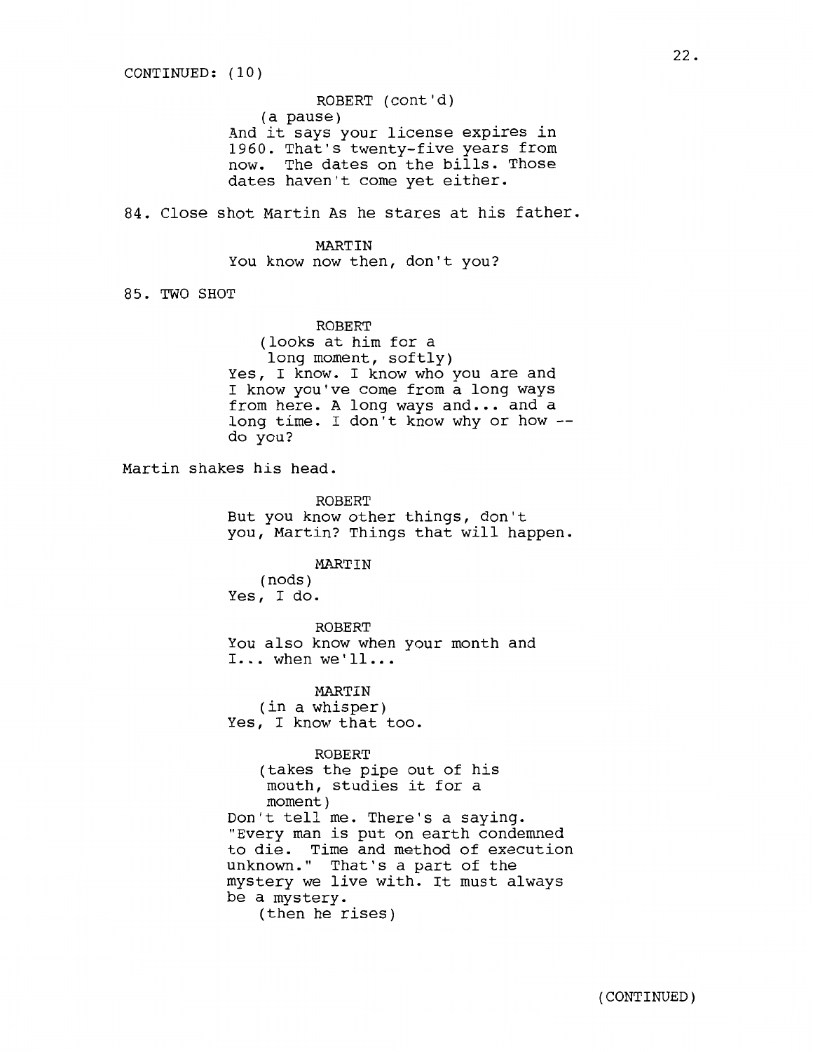CONTINUED: (10)

ROBERT (cont'd)
(a pause)
And it says your license expires in 1960. That's twenty-five years from now. The dates on the bills. Those dates haven't come yet either.

84. Close shot Martin As he stares at his father.

MARTIN
You know now then, don't you?

85. TWO SHOT

ROBERT
(looks at him for a long moment, softly)
Yes, I know. I know who you are and I know you've come from a long ways from here. A long ways and... and a long time. I don't know why or how -- do you?

Martin shakes his head.

ROBERT
But you know other things, don't you, Martin? Things that will happen.

MARTIN
(nods)
Yes, I do.

ROBERT
You also know when your month and I... when we'll...

MARTIN
(in a whisper)
Yes, I know that too.

ROBERT
(takes the pipe out of his mouth, studies it for a moment)
Don't tell me. There's a saying. "Every man is put on earth condemned to die. Time and method of execution unknown." That's a part of the mystery we live with. It must always be a mystery.
(then he rises)

(CONTINUED)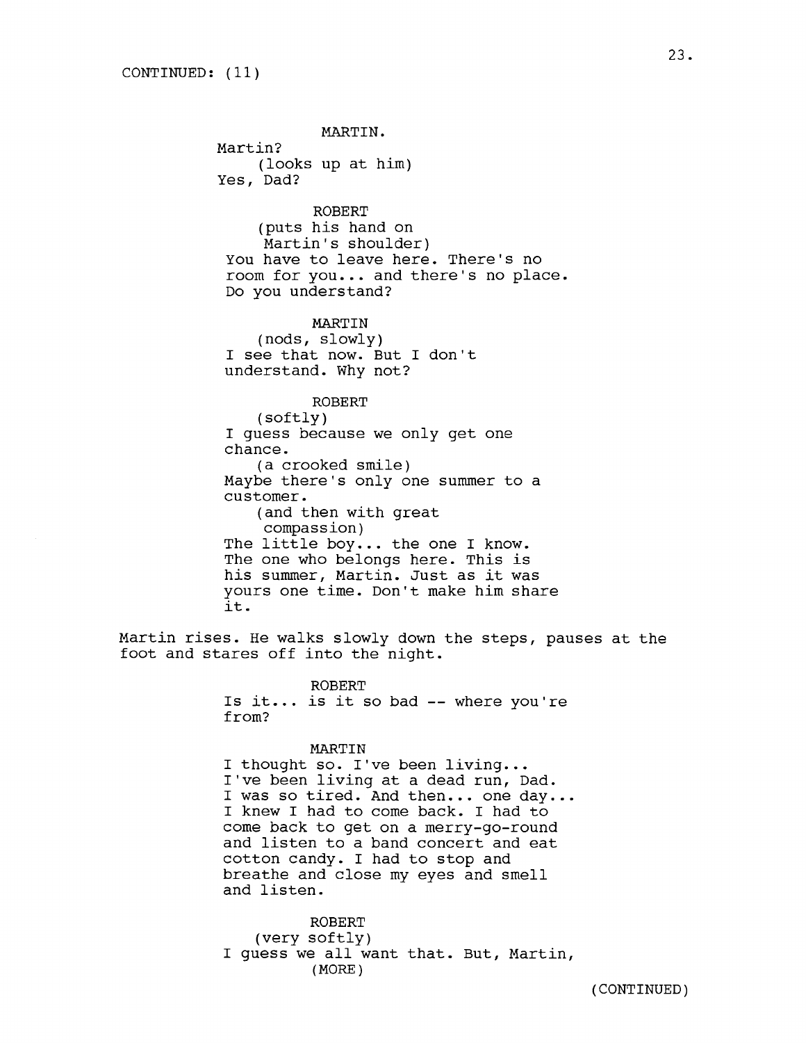CONTINUED: (11)

MARTIN.
Martin?
(looks up at him)
Yes, Dad?

ROBERT
(puts his hand on Martin's shoulder)
You have to leave here. There's no room for you... and there's no place. Do you understand?

MARTIN
(nods, slowly)
I see that now. But I don't understand. Why not?

ROBERT
(softly)
I guess because we only get one chance.
(a crooked smile)
Maybe there's only one summer to a customer.
(and then with great compassion)
The little boy... the one I know. The one who belongs here. This is his summer, Martin. Just as it was yours one time. Don't make him share it.

Martin rises. He walks slowly down the steps, pauses at the foot and stares off into the night.

ROBERT
Is it... is it so bad -- where you're from?

MARTIN
I thought so. I've been living... I've been living at a dead run, Dad. I was so tired. And then... one day... I knew I had to come back. I had to come back to get on a merry-go-round and listen to a band concert and eat cotton candy. I had to stop and breathe and close my eyes and smell and listen.

ROBERT
(very softly)
I guess we all want that. But, Martin,
(MORE)

(CONTINUED)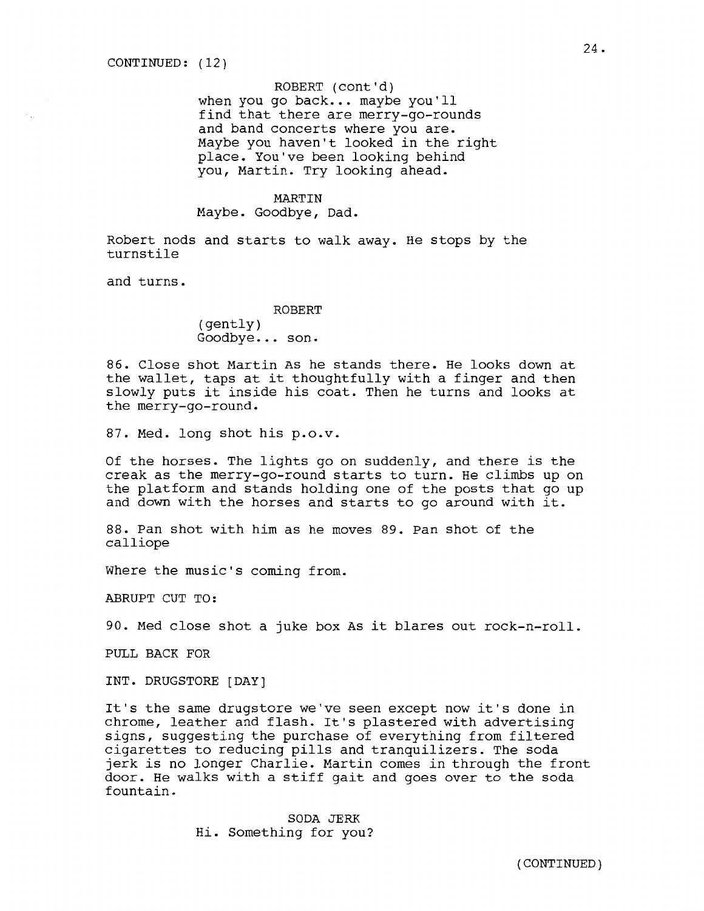CONTINUED: (12)

ROBERT (cont'd)
when you go back... maybe you'll find that there are merry-go-rounds and band concerts where you are. Maybe you haven't looked in the right place. You've been looking behind you, Martin. Try looking ahead.

MARTIN
Maybe. Goodbye, Dad.

Robert nods and starts to walk away. He stops by the turnstile

and turns.

ROBERT
(gently)
Goodbye... son.

86. Close shot Martin As he stands there. He looks down at the wallet, taps at it thoughtfully with a finger and then slowly puts it inside his coat. Then he turns and looks at the merry-go-round.

87. Med. long shot his p.o.v.

Of the horses. The lights go on suddenly, and there is the creak as the merry-go-round starts to turn. He climbs up on the platform and stands holding one of the posts that go up and down with the horses and starts to go around with it.

88. Pan shot with him as he moves 89. Pan shot of the calliope

Where the music's coming from.

ABRUPT CUT TO:

90. Med close shot a juke box As it blares out rock-n-roll.

PULL BACK FOR

INT. DRUGSTORE [DAY]

It's the same drugstore we've seen except now it's done in chrome, leather and flash. It's plastered with advertising signs, suggesting the purchase of everything from filtered cigarettes to reducing pills and tranquilizers. The soda jerk is no longer Charlie. Martin comes in through the front door. He walks with a stiff gait and goes over to the soda fountain.

SODA JERK
Hi. Something for you?

(CONTINUED)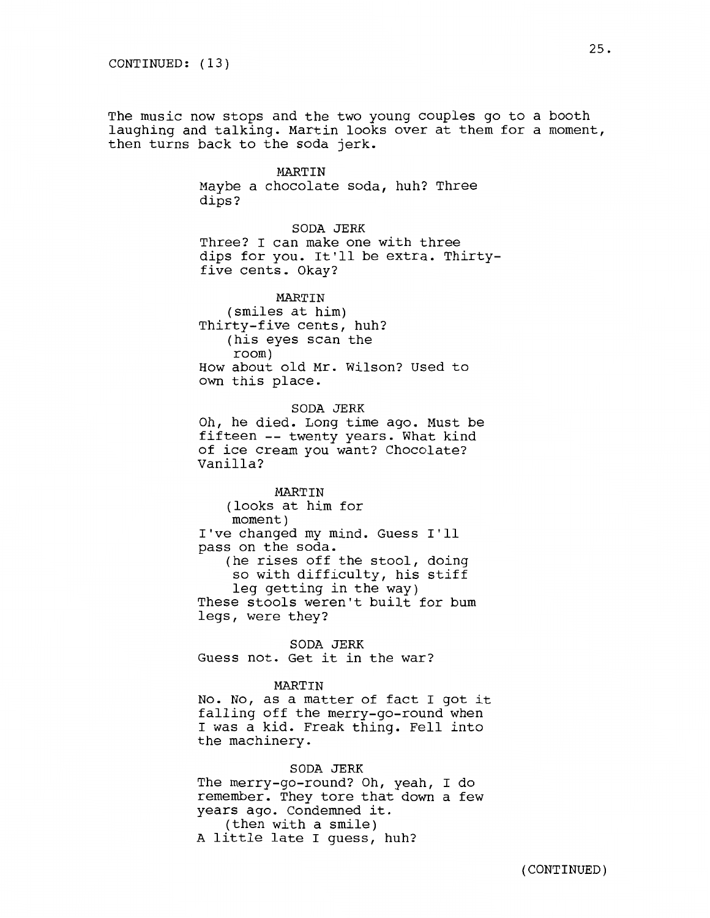CONTINUED: (13)

The music now stops and the two young couples go to a booth laughing and talking. Martin looks over at them for a moment, then turns back to the soda jerk.

MARTIN

Maybe a chocolate soda, huh? Three dips?

SODA JERK

Three? I can make one with three dips for you. It'll be extra. Thirty-five cents. Okay?

MARTIN

(smiles at him)

Thirty-five cents, huh?

(his eyes scan the room)

How about old Mr. Wilson? Used to own this place.

SODA JERK

Oh, he died. Long time ago. Must be fifteen -- twenty years. What kind of ice cream you want? Chocolate? Vanilla?

MARTIN

(looks at him for moment)

I've changed my mind. Guess I'll pass on the soda.

(he rises off the stool, doing so with difficulty, his stiff leg getting in the way)

These stools weren't built for bum legs, were they?

SODA JERK

Guess not. Get it in the war?

MARTIN

No. No, as a matter of fact I got it falling off the merry-go-round when I was a kid. Freak thing. Fell into the machinery.

SODA JERK

The merry-go-round? Oh, yeah, I do remember. They tore that down a few years ago. Condemned it.

(then with a smile)

A little late I guess, huh?

(CONTINUED)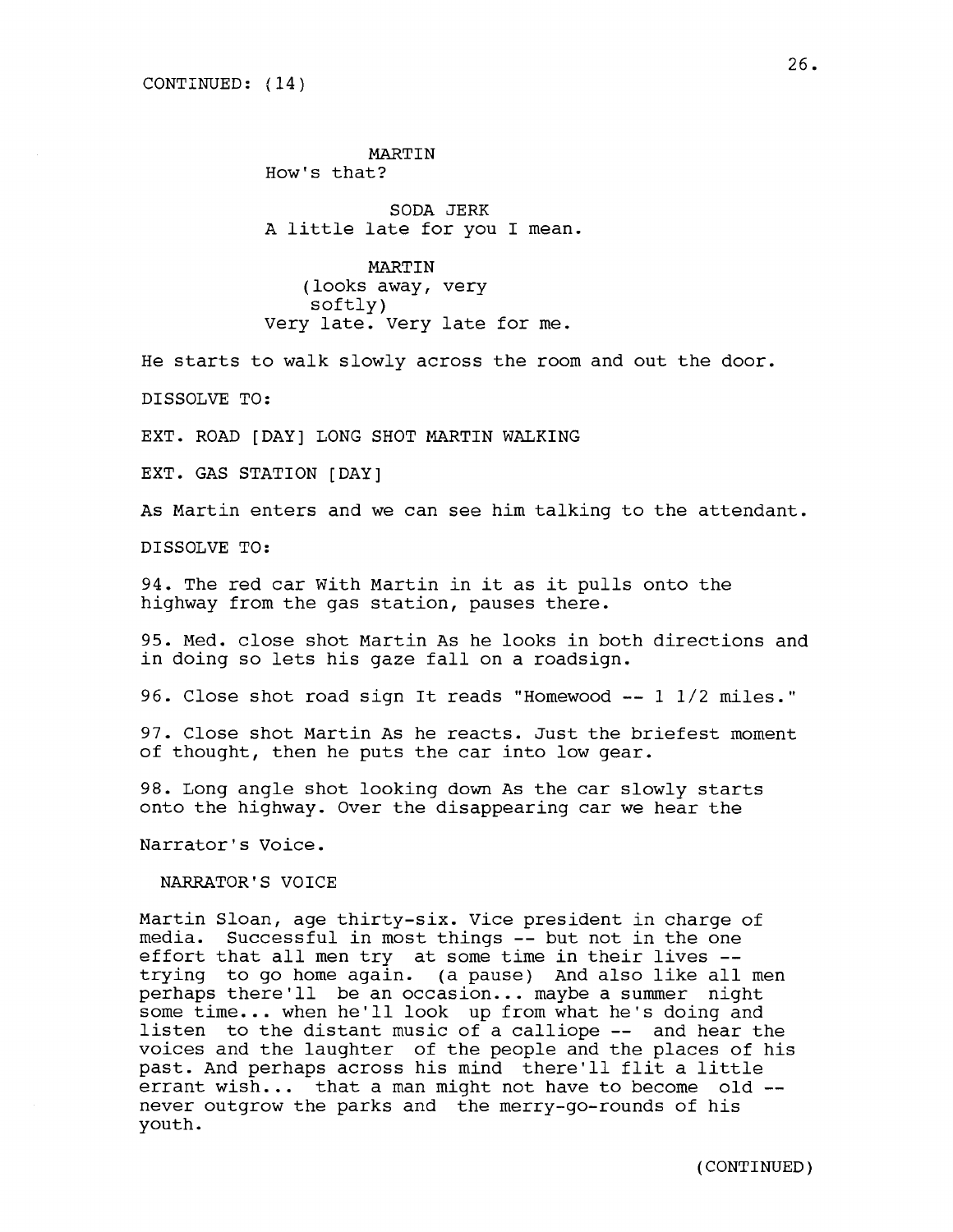CONTINUED: (14)

MARTIN
How's that?

SODA JERK
A little late for you I mean.

MARTIN
(looks away, very softly)
Very late. Very late for me.

He starts to walk slowly across the room and out the door.

DISSOLVE TO:

EXT. ROAD [DAY] LONG SHOT MARTIN WALKING

EXT. GAS STATION [DAY]

As Martin enters and we can see him talking to the attendant.

DISSOLVE TO:

94. The red car With Martin in it as it pulls onto the highway from the gas station, pauses there.

95. Med. close shot Martin As he looks in both directions and in doing so lets his gaze fall on a roadsign.

96. Close shot road sign It reads "Homewood -- 1 1/2 miles."

97. Close shot Martin As he reacts. Just the briefest moment of thought, then he puts the car into low gear.

98. Long angle shot looking down As the car slowly starts onto the highway. Over the disappearing car we hear the

Narrator's Voice.

NARRATOR'S VOICE

Martin Sloan, age thirty-six. Vice president in charge of media. Successful in most things -- but not in the one effort that all men try at some time in their lives -- trying to go home again. (a pause) And also like all men perhaps there'll be an occasion... maybe a summer night some time... when he'll look up from what he's doing and listen to the distant music of a calliope -- and hear the voices and the laughter of the people and the places of his past. And perhaps across his mind there'll flit a little errant wish... that a man might not have to become old -- never outgrow the parks and the merry-go-rounds of his youth.

(CONTINUED)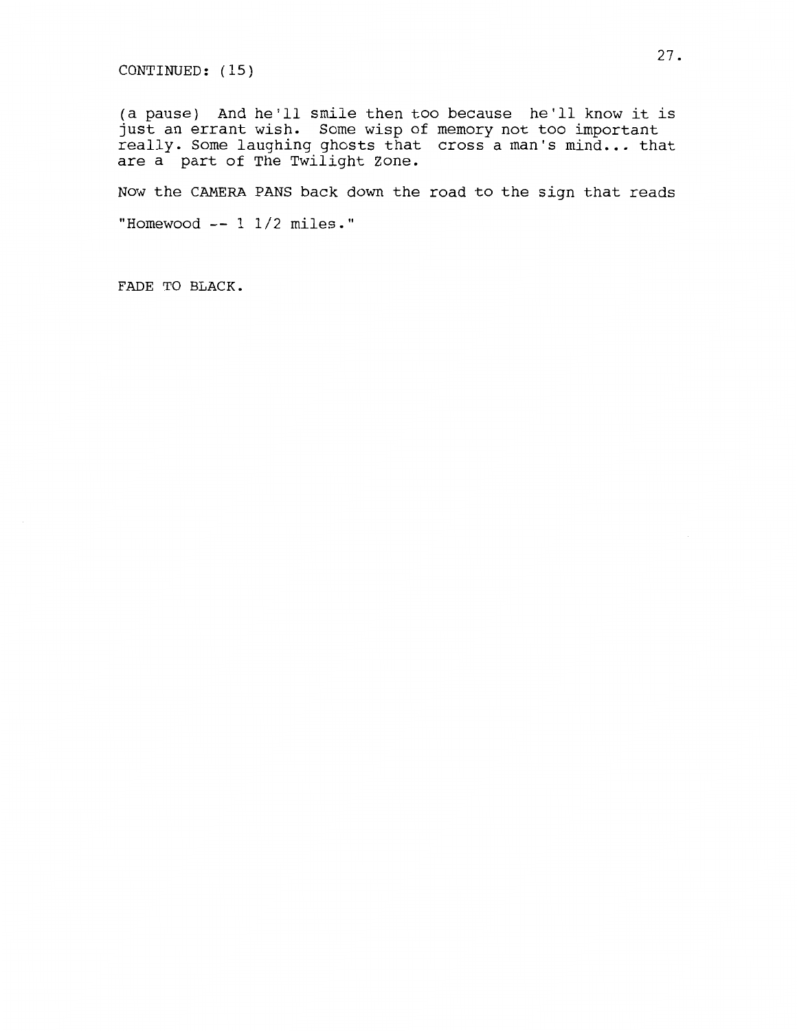CONTINUED: (15)

(a pause) And he'll smile then too because he'll know it is just an errant wish. Some wisp of memory not too important really. Some laughing ghosts that cross a man's mind... that are a part of The Twilight Zone.

Now the CAMERA PANS back down the road to the sign that reads

"Homewood -- 1 1/2 miles."

FADE TO BLACK.